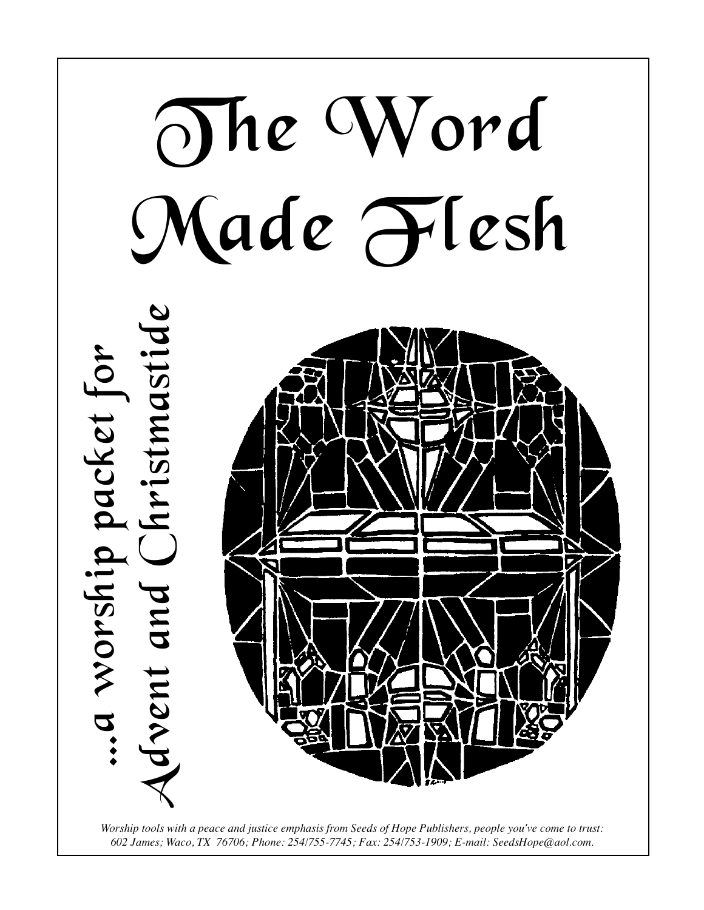# The Word Made Flesh

## ...a worship packet for Advent and Christmastide

*Worship tools with a peace and justice emphasis from Seeds of Hope Publishers, people you've come to trust: 602 James; Waco, TX 76706; Phone: 254/755-7745; Fax: 254/753-1909; E-mail: SeedsHope@aol.com.*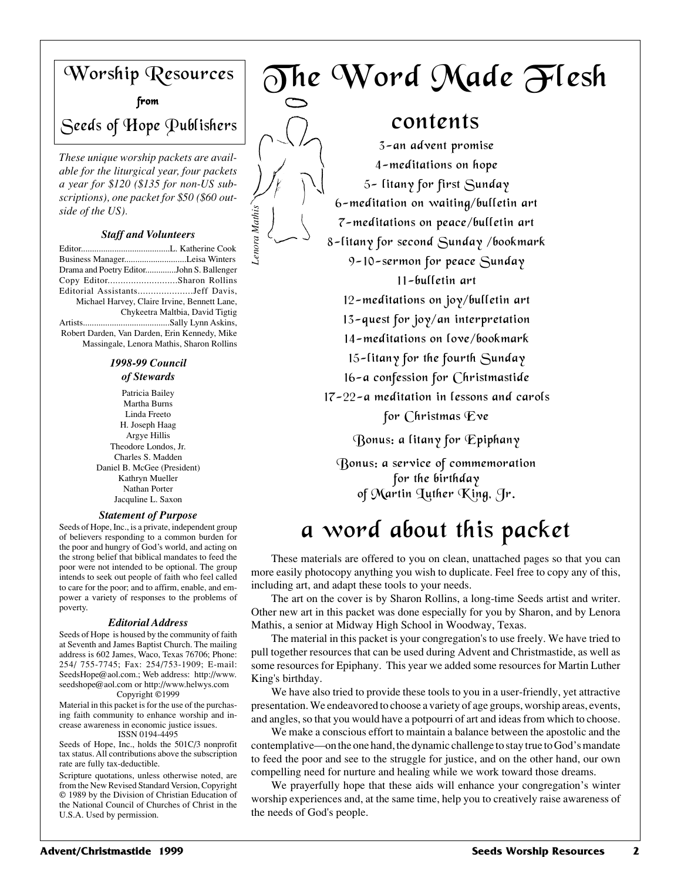## Worship Resources

**from**

## Seeds of Hope Publishers

*These unique worship packets are available for the liturgical year, four packets a year for $120 ($135 for non-US subscriptions), one packet for $50 ($60 outside of the US).*

### *Staff and Volunteers*

Editor........................................L. Katherine Cook
Business Manager............................Leisa Winters
Drama and Poetry Editor.............John S. Ballenger
Copy Editor...........................Sharon Rollins
Editorial Assistants.....................Jeff Davis, Michael Harvey, Claire Irvine, Bennett Lane, Chykeetra Maltbia, David Tigtig
Artists.......................................Sally Lynn Askins, Robert Darden, Van Darden, Erin Kennedy, Mike Massingale, Lenora Mathis, Sharon Rollins

### *1998-99 Council of Stewards*

Patricia Bailey
Martha Burns
Linda Freeto
H. Joseph Haag
Argye Hillis
Theodore Londos, Jr.
Charles S. Madden
Daniel B. McGee (President)
Kathryn Mueller
Nathan Porter
Jacquline L. Saxon

### *Statement of Purpose*

Seeds of Hope, Inc., is a private, independent group of believers responding to a common burden for the poor and hungry of God's world, and acting on the strong belief that biblical mandates to feed the poor were not intended to be optional. The group intends to seek out people of faith who feel called to care for the poor; and to affirm, enable, and empower a variety of responses to the problems of poverty.

### *Editorial Address*

Seeds of Hope is housed by the community of faith at Seventh and James Baptist Church. The mailing address is 602 James, Waco, Texas 76706; Phone: 254/ 755-7745; Fax: 254/753-1909; E-mail: SeedsHope@aol.com.; Web address: http://www.seedshope@aol.com or http://www.helwys.com

Copyright ©1999

Material in this packet is for the use of the purchasing faith community to enhance worship and increase awareness in economic justice issues.

ISSN 0194-4495

Seeds of Hope, Inc., holds the 501C/3 nonprofit tax status. All contributions above the subscription rate are fully tax-deductible.

Scripture quotations, unless otherwise noted, are from the New Revised Standard Version, Copyright © 1989 by the Division of Christian Education of the National Council of Churches of Christ in the U.S.A. Used by permission.

# The Word Made Flesh

*Lenora Mathis*

## contents

3-an advent promise
4-meditations on hope
5- litany for first Sunday
6-meditation on waiting/bulletin art
7-meditations on peace/bulletin art
8-litany for second Sunday /bookmark
9-10-sermon for peace Sunday
11-bulletin art
12-meditations on joy/bulletin art
13-quest for joy/an interpretation
14-meditations on love/bookmark
15-litany for the fourth Sunday
16-a confession for Christmastide
17-22-a meditation in lessons and carols for Christmas Eve
Bonus: a litany for Epiphany
Bonus: a service of commemoration for the birthday of Martin Luther King, Jr.

## a word about this packet

These materials are offered to you on clean, unattached pages so that you can more easily photocopy anything you wish to duplicate. Feel free to copy any of this, including art, and adapt these tools to your needs.

The art on the cover is by Sharon Rollins, a long-time Seeds artist and writer. Other new art in this packet was done especially for you by Sharon, and by Lenora Mathis, a senior at Midway High School in Woodway, Texas.

The material in this packet is your congregation's to use freely. We have tried to pull together resources that can be used during Advent and Christmastide, as well as some resources for Epiphany. This year we added some resources for Martin Luther King's birthday.

We have also tried to provide these tools to you in a user-friendly, yet attractive presentation. We endeavored to choose a variety of age groups, worship areas, events, and angles, so that you would have a potpourri of art and ideas from which to choose.

We make a conscious effort to maintain a balance between the apostolic and the contemplative—on the one hand, the dynamic challenge to stay true to God's mandate to feed the poor and see to the struggle for justice, and on the other hand, our own compelling need for nurture and healing while we work toward those dreams.

We prayerfully hope that these aids will enhance your congregation's winter worship experiences and, at the same time, help you to creatively raise awareness of the needs of God's people.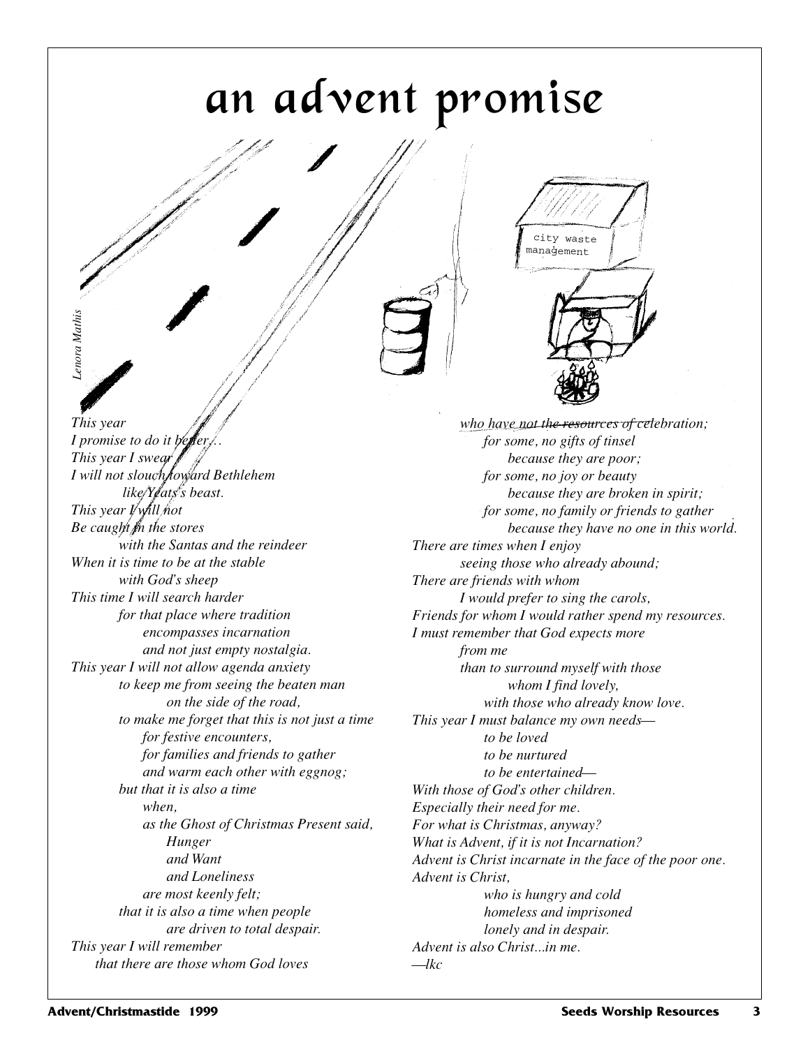# an advent promise

*This year*
*I promise to do it better…*
*This year I swear*
*I will not slouch toward Bethlehem*
*like Yeats's beast.*
*This year I will not*
*Be caught in the stores*
*with the Santas and the reindeer*
*When it is time to be at the stable*
*with God's sheep*
*This time I will search harder*
*for that place where tradition*
*encompasses incarnation*
*and not just empty nostalgia.*
*This year I will not allow agenda anxiety*
*to keep me from seeing the beaten man*
*on the side of the road,*
*to make me forget that this is not just a time*
*for festive encounters,*
*for families and friends to gather*
*and warm each other with eggnog;*
*but that it is also a time*
*when,*
*as the Ghost of Christmas Present said,*
*Hunger*
*and Want*
*and Loneliness*
*are most keenly felt;*
*that it is also a time when people*
*are driven to total despair.*
*This year I will remember*
*that there are those whom God loves*
*who have not the resources of celebration;*
*for some, no gifts of tinsel*
*because they are poor;*
*for some, no joy or beauty*
*because they are broken in spirit;*
*for some, no family or friends to gather*
*because they have no one in this world.*
*There are times when I enjoy*
*seeing those who already abound;*
*There are friends with whom*
*I would prefer to sing the carols,*
*Friends for whom I would rather spend my resources.*
*I must remember that God expects more*
*from me*
*than to surround myself with those*
*whom I find lovely,*
*with those who already know love.*
*This year I must balance my own needs—*
*to be loved*
*to be nurtured*
*to be entertained—*
*With those of God's other children.*
*Especially their need for me.*
*For what is Christmas, anyway?*
*What is Advent, if it is not Incarnation?*
*Advent is Christ incarnate in the face of the poor one.*
*Advent is Christ,*
*who is hungry and cold*
*homeless and imprisoned*
*lonely and in despair.*
*Advent is also Christ...in me.*
*—lkc*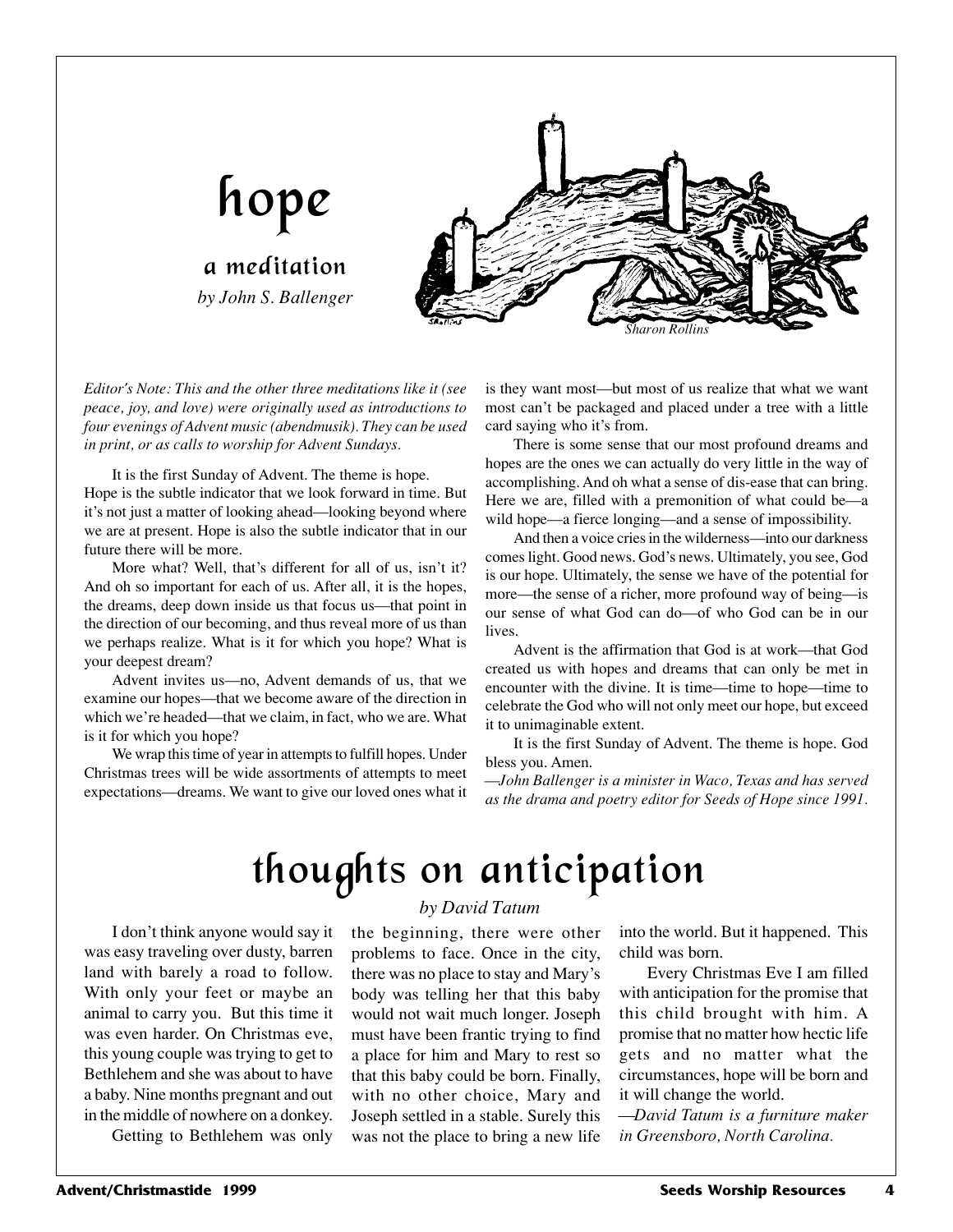# hope

## a meditation

*by John S. Ballenger*

Sharon Rollins

*Editor's Note: This and the other three meditations like it (see peace, joy, and love) were originally used as introductions to four evenings of Advent music (abendmusik). They can be used in print, or as calls to worship for Advent Sundays.*

It is the first Sunday of Advent. The theme is hope. Hope is the subtle indicator that we look forward in time. But it's not just a matter of looking ahead—looking beyond where we are at present. Hope is also the subtle indicator that in our future there will be more.

More what? Well, that's different for all of us, isn't it? And oh so important for each of us. After all, it is the hopes, the dreams, deep down inside us that focus us—that point in the direction of our becoming, and thus reveal more of us than we perhaps realize. What is it for which you hope? What is your deepest dream?

Advent invites us—no, Advent demands of us, that we examine our hopes—that we become aware of the direction in which we're headed—that we claim, in fact, who we are. What is it for which you hope?

We wrap this time of year in attempts to fulfill hopes. Under Christmas trees will be wide assortments of attempts to meet expectations—dreams. We want to give our loved ones what it is they want most—but most of us realize that what we want most can't be packaged and placed under a tree with a little card saying who it's from.

There is some sense that our most profound dreams and hopes are the ones we can actually do very little in the way of accomplishing. And oh what a sense of dis-ease that can bring. Here we are, filled with a premonition of what could be—a wild hope—a fierce longing—and a sense of impossibility.

And then a voice cries in the wilderness—into our darkness comes light. Good news. God's news. Ultimately, you see, God is our hope. Ultimately, the sense we have of the potential for more—the sense of a richer, more profound way of being—is our sense of what God can do—of who God can be in our lives.

Advent is the affirmation that God is at work—that God created us with hopes and dreams that can only be met in encounter with the divine. It is time—time to hope—time to celebrate the God who will not only meet our hope, but exceed it to unimaginable extent.

It is the first Sunday of Advent. The theme is hope. God bless you. Amen.

*—John Ballenger is a minister in Waco, Texas and has served as the drama and poetry editor for Seeds of Hope since 1991.*

# thoughts on anticipation

*by David Tatum*

I don't think anyone would say it was easy traveling over dusty, barren land with barely a road to follow. With only your feet or maybe an animal to carry you. But this time it was even harder. On Christmas eve, this young couple was trying to get to Bethlehem and she was about to have a baby. Nine months pregnant and out in the middle of nowhere on a donkey.

Getting to Bethlehem was only the beginning, there were other problems to face. Once in the city, there was no place to stay and Mary's body was telling her that this baby would not wait much longer. Joseph must have been frantic trying to find a place for him and Mary to rest so that this baby could be born. Finally, with no other choice, Mary and Joseph settled in a stable. Surely this was not the place to bring a new life into the world. But it happened. This child was born.

Every Christmas Eve I am filled with anticipation for the promise that this child brought with him. A promise that no matter how hectic life gets and no matter what the circumstances, hope will be born and it will change the world.

*—David Tatum is a furniture maker in Greensboro, North Carolina.*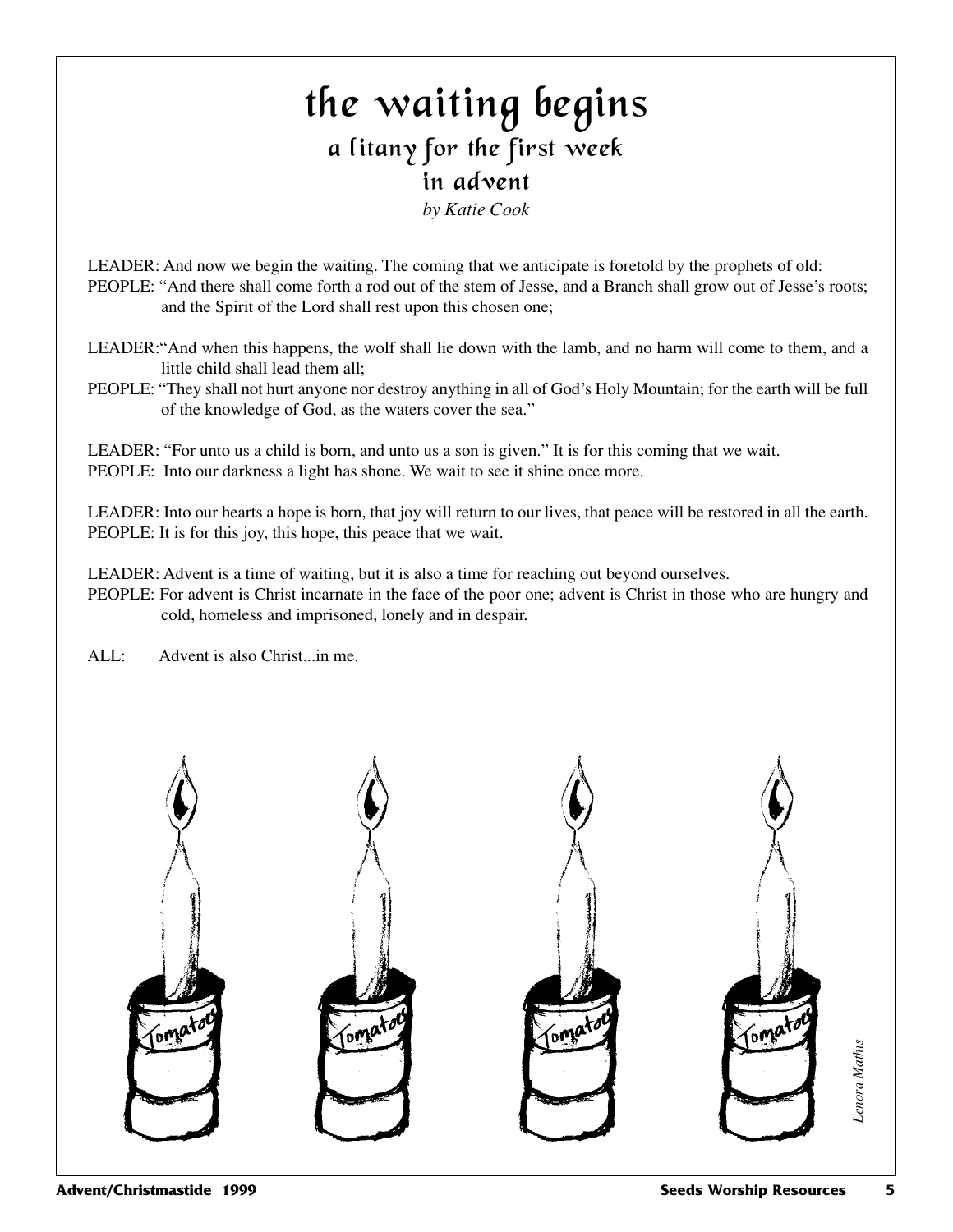# the waiting begins

## a litany for the first week in advent

*by Katie Cook*

LEADER: And now we begin the waiting. The coming that we anticipate is foretold by the prophets of old:

PEOPLE: "And there shall come forth a rod out of the stem of Jesse, and a Branch shall grow out of Jesse's roots; and the Spirit of the Lord shall rest upon this chosen one;

LEADER:"And when this happens, the wolf shall lie down with the lamb, and no harm will come to them, and a little child shall lead them all;

PEOPLE: "They shall not hurt anyone nor destroy anything in all of God's Holy Mountain; for the earth will be full of the knowledge of God, as the waters cover the sea."

LEADER: "For unto us a child is born, and unto us a son is given." It is for this coming that we wait.

PEOPLE: Into our darkness a light has shone. We wait to see it shine once more.

LEADER: Into our hearts a hope is born, that joy will return to our lives, that peace will be restored in all the earth.

PEOPLE: It is for this joy, this hope, this peace that we wait.

LEADER: Advent is a time of waiting, but it is also a time for reaching out beyond ourselves.

PEOPLE: For advent is Christ incarnate in the face of the poor one; advent is Christ in those who are hungry and cold, homeless and imprisoned, lonely and in despair.

ALL: Advent is also Christ...in me.

*Lenora Mathis*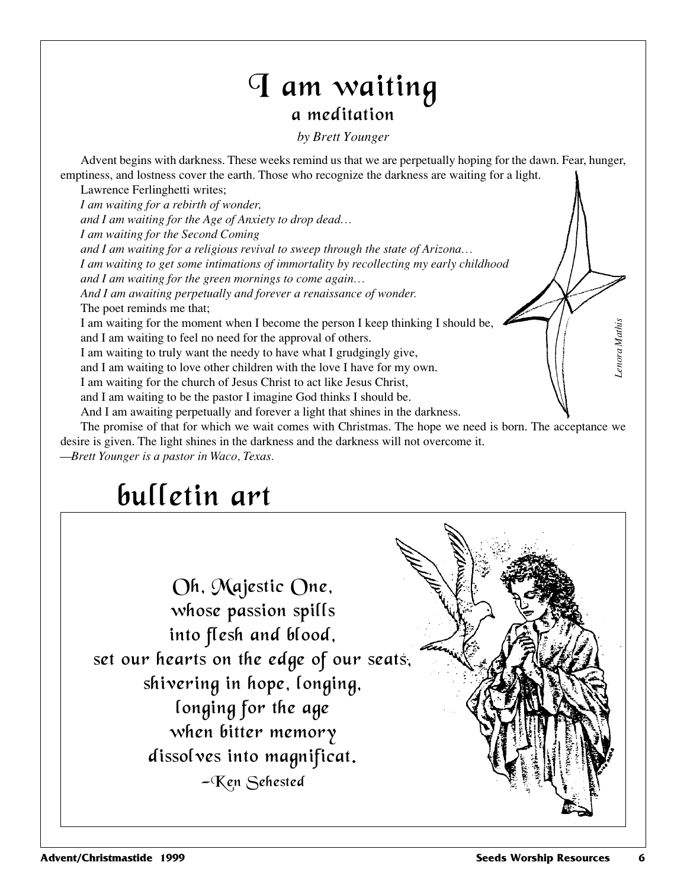# I am waiting

## a meditation

*by Brett Younger*

Advent begins with darkness. These weeks remind us that we are perpetually hoping for the dawn. Fear, hunger, emptiness, and lostness cover the earth. Those who recognize the darkness are waiting for a light.

Lawrence Ferlinghetti writes;

*I am waiting for a rebirth of wonder,*
*and I am waiting for the Age of Anxiety to drop dead…*
*I am waiting for the Second Coming*
*and I am waiting for a religious revival to sweep through the state of Arizona…*
*I am waiting to get some intimations of immortality by recollecting my early childhood*
*and I am waiting for the green mornings to come again…*
*And I am awaiting perpetually and forever a renaissance of wonder.*

The poet reminds me that;

I am waiting for the moment when I become the person I keep thinking I should be,
and I am waiting to feel no need for the approval of others.
I am waiting to truly want the needy to have what I grudgingly give,
and I am waiting to love other children with the love I have for my own.
I am waiting for the church of Jesus Christ to act like Jesus Christ,
and I am waiting to be the pastor I imagine God thinks I should be.
And I am awaiting perpetually and forever a light that shines in the darkness.

The promise of that for which we wait comes with Christmas. The hope we need is born. The acceptance we desire is given. The light shines in the darkness and the darkness will not overcome it.

*—Brett Younger is a pastor in Waco, Texas.*

*Lenora Mathis*

# bulletin art

Oh, Majestic One,
whose passion spills
into flesh and blood,
set our hearts on the edge of our seats,
shivering in hope, longing,
longing for the age
when bitter memory
dissolves into magnificat.

–Ken Sehested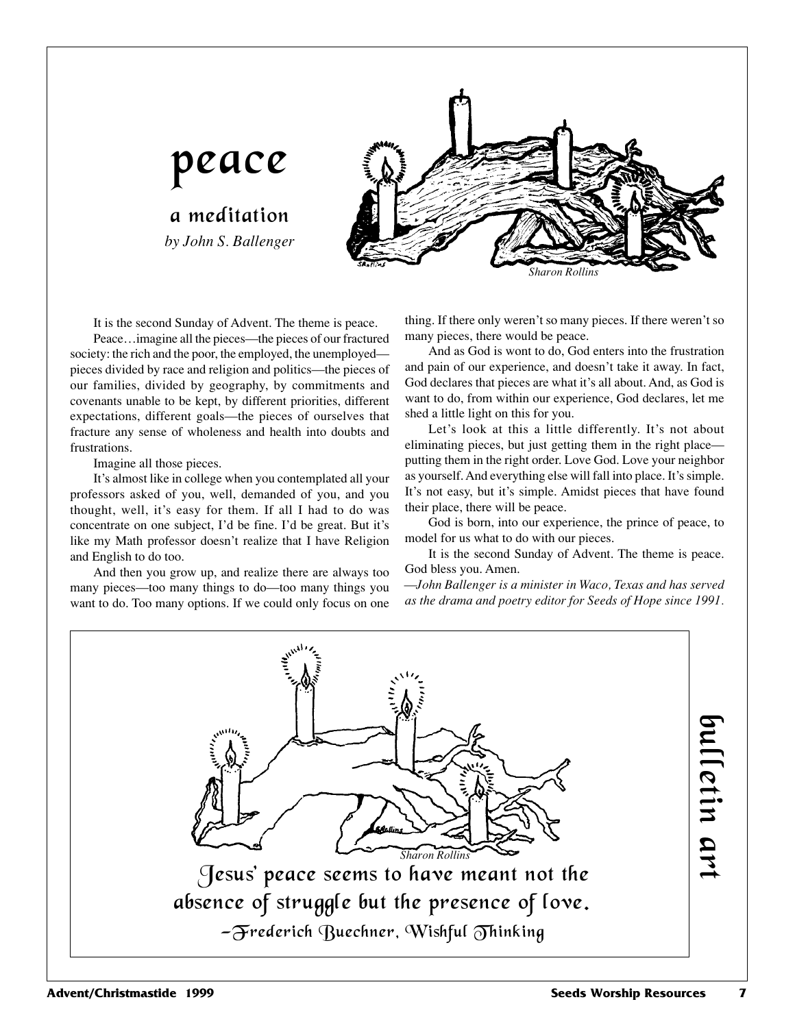# peace

## a meditation

*by John S. Ballenger*

*Sharon Rollins*

It is the second Sunday of Advent. The theme is peace.

Peace…imagine all the pieces—the pieces of our fractured society: the rich and the poor, the employed, the unemployed—pieces divided by race and religion and politics—the pieces of our families, divided by geography, by commitments and covenants unable to be kept, by different priorities, different expectations, different goals—the pieces of ourselves that fracture any sense of wholeness and health into doubts and frustrations.

Imagine all those pieces.

It's almost like in college when you contemplated all your professors asked of you, well, demanded of you, and you thought, well, it's easy for them. If all I had to do was concentrate on one subject, I'd be fine. I'd be great. But it's like my Math professor doesn't realize that I have Religion and English to do too.

And then you grow up, and realize there are always too many pieces—too many things to do—too many things you want to do. Too many options. If we could only focus on one thing. If there only weren't so many pieces. If there weren't so many pieces, there would be peace.

And as God is wont to do, God enters into the frustration and pain of our experience, and doesn't take it away. In fact, God declares that pieces are what it's all about. And, as God is want to do, from within our experience, God declares, let me shed a little light on this for you.

Let's look at this a little differently. It's not about eliminating pieces, but just getting them in the right place—putting them in the right order. Love God. Love your neighbor as yourself. And everything else will fall into place. It's simple. It's not easy, but it's simple. Amidst pieces that have found their place, there will be peace.

God is born, into our experience, the prince of peace, to model for us what to do with our pieces.

It is the second Sunday of Advent. The theme is peace. God bless you. Amen.

*—John Ballenger is a minister in Waco, Texas and has served as the drama and poetry editor for Seeds of Hope since 1991.*

## bulletin art

*Sharon Rollins*

Jesus' peace seems to have meant not the absence of struggle but the presence of love.

—Frederich Buechner, Wishful Thinking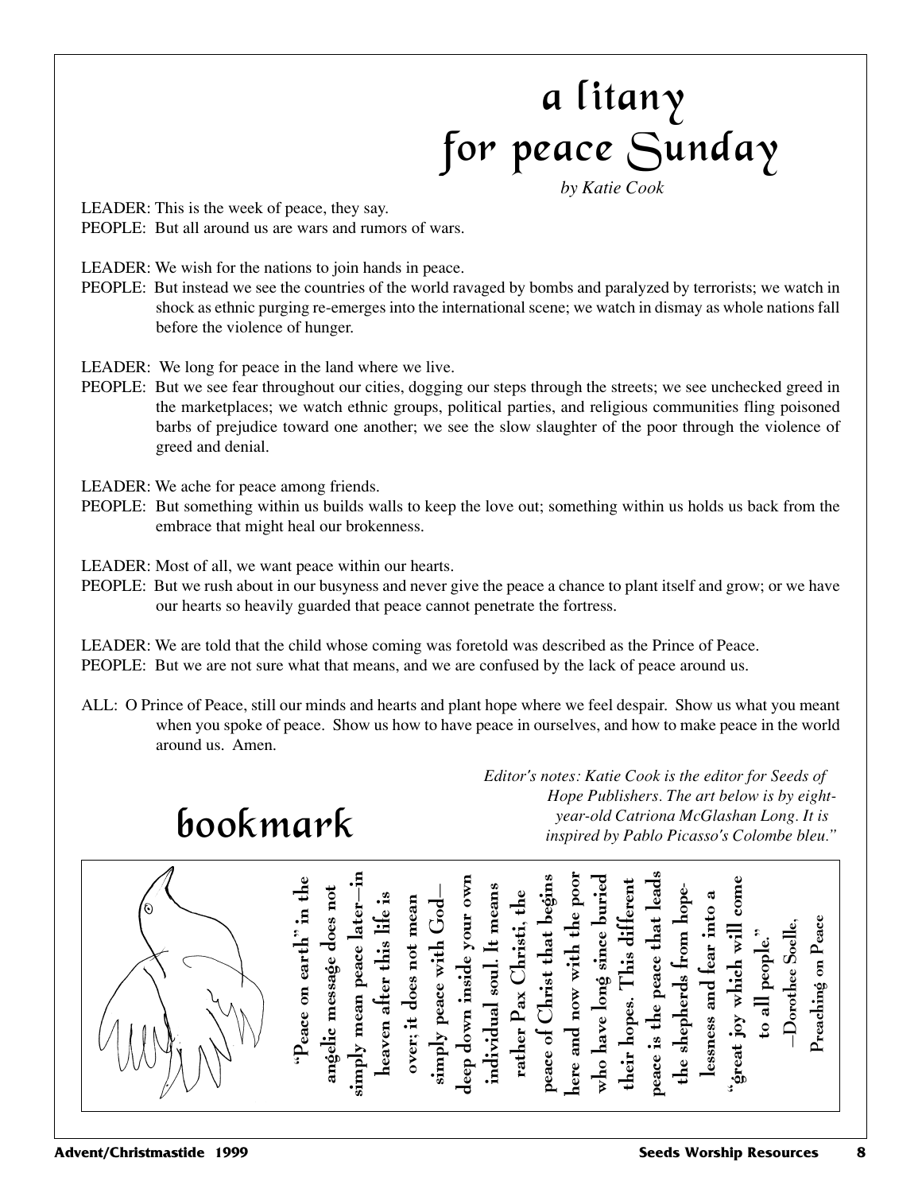# a litany for peace Sunday

*by Katie Cook*

LEADER: This is the week of peace, they say.
PEOPLE: But all around us are wars and rumors of wars.

LEADER: We wish for the nations to join hands in peace.
PEOPLE: But instead we see the countries of the world ravaged by bombs and paralyzed by terrorists; we watch in shock as ethnic purging re-emerges into the international scene; we watch in dismay as whole nations fall before the violence of hunger.

LEADER: We long for peace in the land where we live.
PEOPLE: But we see fear throughout our cities, dogging our steps through the streets; we see unchecked greed in the marketplaces; we watch ethnic groups, political parties, and religious communities fling poisoned barbs of prejudice toward one another; we see the slow slaughter of the poor through the violence of greed and denial.

LEADER: We ache for peace among friends.
PEOPLE: But something within us builds walls to keep the love out; something within us holds us back from the embrace that might heal our brokenness.

LEADER: Most of all, we want peace within our hearts.
PEOPLE: But we rush about in our busyness and never give the peace a chance to plant itself and grow; or we have our hearts so heavily guarded that peace cannot penetrate the fortress.

LEADER: We are told that the child whose coming was foretold was described as the Prince of Peace.
PEOPLE: But we are not sure what that means, and we are confused by the lack of peace around us.

ALL: O Prince of Peace, still our minds and hearts and plant hope where we feel despair. Show us what you meant when you spoke of peace. Show us how to have peace in ourselves, and how to make peace in the world around us. Amen.

## bookmark

*Editor's notes: Katie Cook is the editor for Seeds of Hope Publishers. The art below is by eight-year-old Catriona McGlashan Long. It is inspired by Pablo Picasso's Colombe bleu."*

**"Peace on earth" in the angelic message does not simply mean peace later—in heaven after this life is over; it does not mean simply peace with God—deep down inside your own individual soul. It means rather Pax Christi, the peace of Christ that begins here and now with the poor who have long since buried their hopes. This different peace is the peace that leads the shepherds from hopelessness and fear into a "great joy which will come to all people."**

**—Dorothee Soelle, *Preaching on Peace***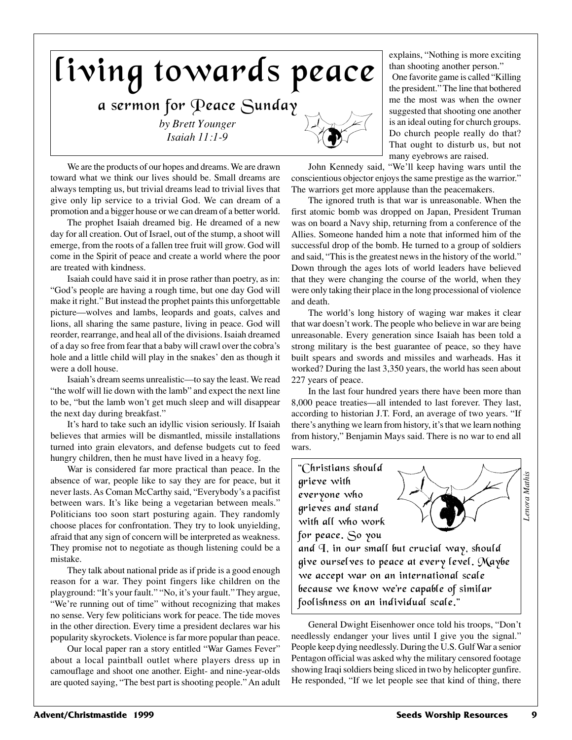# living towards peace

## a sermon for Peace Sunday

*by Brett Younger*
*Isaiah 11:1-9*

We are the products of our hopes and dreams. We are drawn toward what we think our lives should be. Small dreams are always tempting us, but trivial dreams lead to trivial lives that give only lip service to a trivial God. We can dream of a promotion and a bigger house or we can dream of a better world.

The prophet Isaiah dreamed big. He dreamed of a new day for all creation. Out of Israel, out of the stump, a shoot will emerge, from the roots of a fallen tree fruit will grow. God will come in the Spirit of peace and create a world where the poor are treated with kindness.

Isaiah could have said it in prose rather than poetry, as in: "God's people are having a rough time, but one day God will make it right." But instead the prophet paints this unforgettable picture—wolves and lambs, leopards and goats, calves and lions, all sharing the same pasture, living in peace. God will reorder, rearrange, and heal all of the divisions. Isaiah dreamed of a day so free from fear that a baby will crawl over the cobra's hole and a little child will play in the snakes' den as though it were a doll house.

Isaiah's dream seems unrealistic—to say the least. We read "the wolf will lie down with the lamb" and expect the next line to be, "but the lamb won't get much sleep and will disappear the next day during breakfast."

It's hard to take such an idyllic vision seriously. If Isaiah believes that armies will be dismantled, missile installations turned into grain elevators, and defense budgets cut to feed hungry children, then he must have lived in a heavy fog.

War is considered far more practical than peace. In the absence of war, people like to say they are for peace, but it never lasts. As Coman McCarthy said, "Everybody's a pacifist between wars. It's like being a vegetarian between meals." Politicians too soon start posturing again. They randomly choose places for confrontation. They try to look unyielding, afraid that any sign of concern will be interpreted as weakness. They promise not to negotiate as though listening could be a mistake.

They talk about national pride as if pride is a good enough reason for a war. They point fingers like children on the playground: "It's your fault." "No, it's your fault." They argue, "We're running out of time" without recognizing that makes no sense. Very few politicians work for peace. The tide moves in the other direction. Every time a president declares war his popularity skyrockets. Violence is far more popular than peace.

Our local paper ran a story entitled "War Games Fever" about a local paintball outlet where players dress up in camouflage and shoot one another. Eight- and nine-year-olds are quoted saying, "The best part is shooting people." An adult explains, "Nothing is more exciting than shooting another person."

One favorite game is called "Killing the president." The line that bothered me the most was when the owner suggested that shooting one another is an ideal outing for church groups. Do church people really do that? That ought to disturb us, but not many eyebrows are raised.

John Kennedy said, "We'll keep having wars until the conscientious objector enjoys the same prestige as the warrior." The warriors get more applause than the peacemakers.

The ignored truth is that war is unreasonable. When the first atomic bomb was dropped on Japan, President Truman was on board a Navy ship, returning from a conference of the Allies. Someone handed him a note that informed him of the successful drop of the bomb. He turned to a group of soldiers and said, "This is the greatest news in the history of the world." Down through the ages lots of world leaders have believed that they were changing the course of the world, when they were only taking their place in the long processional of violence and death.

The world's long history of waging war makes it clear that war doesn't work. The people who believe in war are being unreasonable. Every generation since Isaiah has been told a strong military is the best guarantee of peace, so they have built spears and swords and missiles and warheads. Has it worked? During the last 3,350 years, the world has seen about 227 years of peace.

In the last four hundred years there have been more than 8,000 peace treaties—all intended to last forever. They last, according to historian J.T. Ford, an average of two years. "If there's anything we learn from history, it's that we learn nothing from history," Benjamin Mays said. There is no war to end all wars.

> "Christians should grieve with everyone who grieves and stand with all who work for peace. So you and I, in our small but crucial way, should give ourselves to peace at every level. Maybe we accept war on an international scale because we know we're capable of similar foolishness on an individual scale."

*Lenora Mathis*

General Dwight Eisenhower once told his troops, "Don't needlessly endanger your lives until I give you the signal." People keep dying needlessly. During the U.S. Gulf War a senior Pentagon official was asked why the military censored footage showing Iraqi soldiers being sliced in two by helicopter gunfire. He responded, "If we let people see that kind of thing, there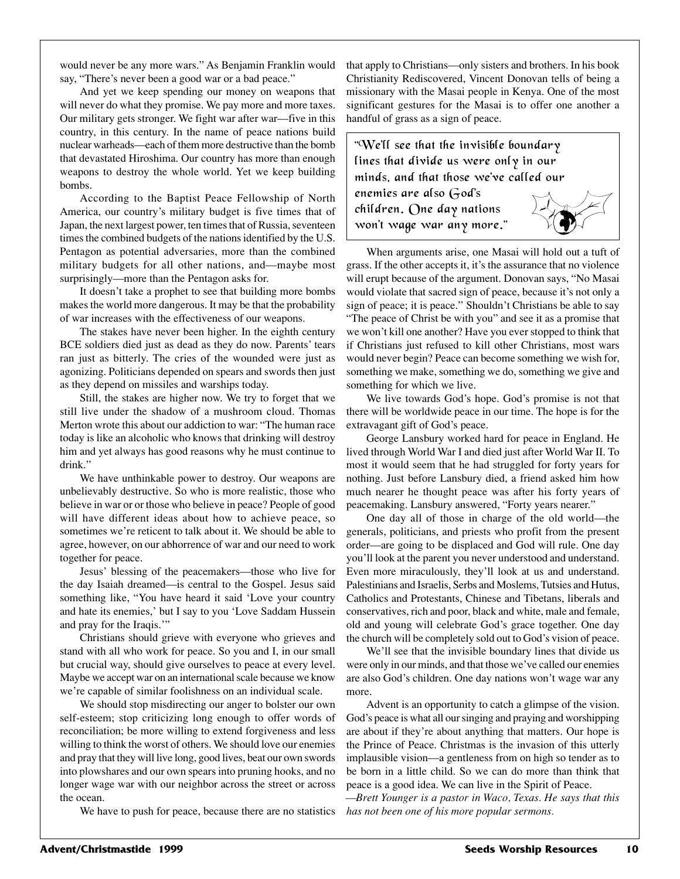would never be any more wars." As Benjamin Franklin would say, "There's never been a good war or a bad peace."

And yet we keep spending our money on weapons that will never do what they promise. We pay more and more taxes. Our military gets stronger. We fight war after war—five in this country, in this century. In the name of peace nations build nuclear warheads—each of them more destructive than the bomb that devastated Hiroshima. Our country has more than enough weapons to destroy the whole world. Yet we keep building bombs.

According to the Baptist Peace Fellowship of North America, our country's military budget is five times that of Japan, the next largest power, ten times that of Russia, seventeen times the combined budgets of the nations identified by the U.S. Pentagon as potential adversaries, more than the combined military budgets for all other nations, and—maybe most surprisingly—more than the Pentagon asks for.

It doesn't take a prophet to see that building more bombs makes the world more dangerous. It may be that the probability of war increases with the effectiveness of our weapons.

The stakes have never been higher. In the eighth century BCE soldiers died just as dead as they do now. Parents' tears ran just as bitterly. The cries of the wounded were just as agonizing. Politicians depended on spears and swords then just as they depend on missiles and warships today.

Still, the stakes are higher now. We try to forget that we still live under the shadow of a mushroom cloud. Thomas Merton wrote this about our addiction to war: "The human race today is like an alcoholic who knows that drinking will destroy him and yet always has good reasons why he must continue to drink."

We have unthinkable power to destroy. Our weapons are unbelievably destructive. So who is more realistic, those who believe in war or or those who believe in peace? People of good will have different ideas about how to achieve peace, so sometimes we're reticent to talk about it. We should be able to agree, however, on our abhorrence of war and our need to work together for peace.

Jesus' blessing of the peacemakers—those who live for the day Isaiah dreamed—is central to the Gospel. Jesus said something like, "You have heard it said 'Love your country and hate its enemies,' but I say to you 'Love Saddam Hussein and pray for the Iraqis.'"

Christians should grieve with everyone who grieves and stand with all who work for peace. So you and I, in our small but crucial way, should give ourselves to peace at every level. Maybe we accept war on an international scale because we know we're capable of similar foolishness on an individual scale.

We should stop misdirecting our anger to bolster our own self-esteem; stop criticizing long enough to offer words of reconciliation; be more willing to extend forgiveness and less willing to think the worst of others. We should love our enemies and pray that they will live long, good lives, beat our own swords into plowshares and our own spears into pruning hooks, and no longer wage war with our neighbor across the street or across the ocean.

We have to push for peace, because there are no statistics that apply to Christians—only sisters and brothers. In his book Christianity Rediscovered, Vincent Donovan tells of being a missionary with the Masai people in Kenya. One of the most significant gestures for the Masai is to offer one another a handful of grass as a sign of peace.

> "We'll see that the invisible boundary lines that divide us were only in our minds, and that those we've called our enemies are also God's children. One day nations won't wage war any more."

When arguments arise, one Masai will hold out a tuft of grass. If the other accepts it, it's the assurance that no violence will erupt because of the argument. Donovan says, "No Masai would violate that sacred sign of peace, because it's not only a sign of peace; it is peace." Shouldn't Christians be able to say "The peace of Christ be with you" and see it as a promise that we won't kill one another? Have you ever stopped to think that if Christians just refused to kill other Christians, most wars would never begin? Peace can become something we wish for, something we make, something we do, something we give and something for which we live.

We live towards God's hope. God's promise is not that there will be worldwide peace in our time. The hope is for the extravagant gift of God's peace.

George Lansbury worked hard for peace in England. He lived through World War I and died just after World War II. To most it would seem that he had struggled for forty years for nothing. Just before Lansbury died, a friend asked him how much nearer he thought peace was after his forty years of peacemaking. Lansbury answered, "Forty years nearer."

One day all of those in charge of the old world—the generals, politicians, and priests who profit from the present order—are going to be displaced and God will rule. One day you'll look at the parent you never understood and understand. Even more miraculously, they'll look at us and understand. Palestinians and Israelis, Serbs and Moslems, Tutsies and Hutus, Catholics and Protestants, Chinese and Tibetans, liberals and conservatives, rich and poor, black and white, male and female, old and young will celebrate God's grace together. One day the church will be completely sold out to God's vision of peace.

We'll see that the invisible boundary lines that divide us were only in our minds, and that those we've called our enemies are also God's children. One day nations won't wage war any more.

Advent is an opportunity to catch a glimpse of the vision. God's peace is what all our singing and praying and worshipping are about if they're about anything that matters. Our hope is the Prince of Peace. Christmas is the invasion of this utterly implausible vision—a gentleness from on high so tender as to be born in a little child. So we can do more than think that peace is a good idea. We can live in the Spirit of Peace.

*—Brett Younger is a pastor in Waco, Texas. He says that this has not been one of his more popular sermons.*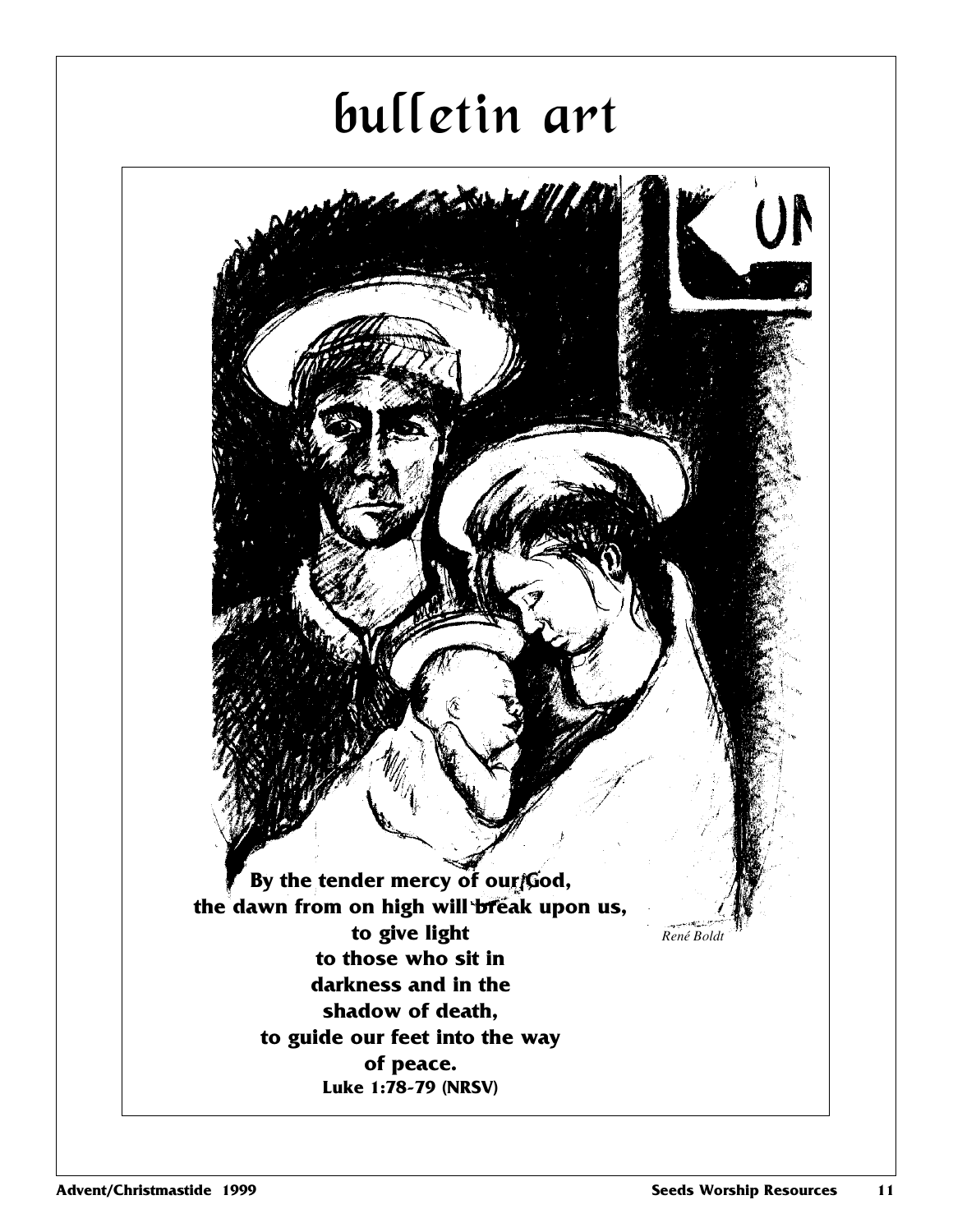# bulletin art

**By the tender mercy of our God,**
**the dawn from on high will break upon us,**
**to give light**
**to those who sit in**
**darkness and in the**
**shadow of death,**
**to guide our feet into the way**
**of peace.**
**Luke 1:78-79 (NRSV)**

*René Boldt*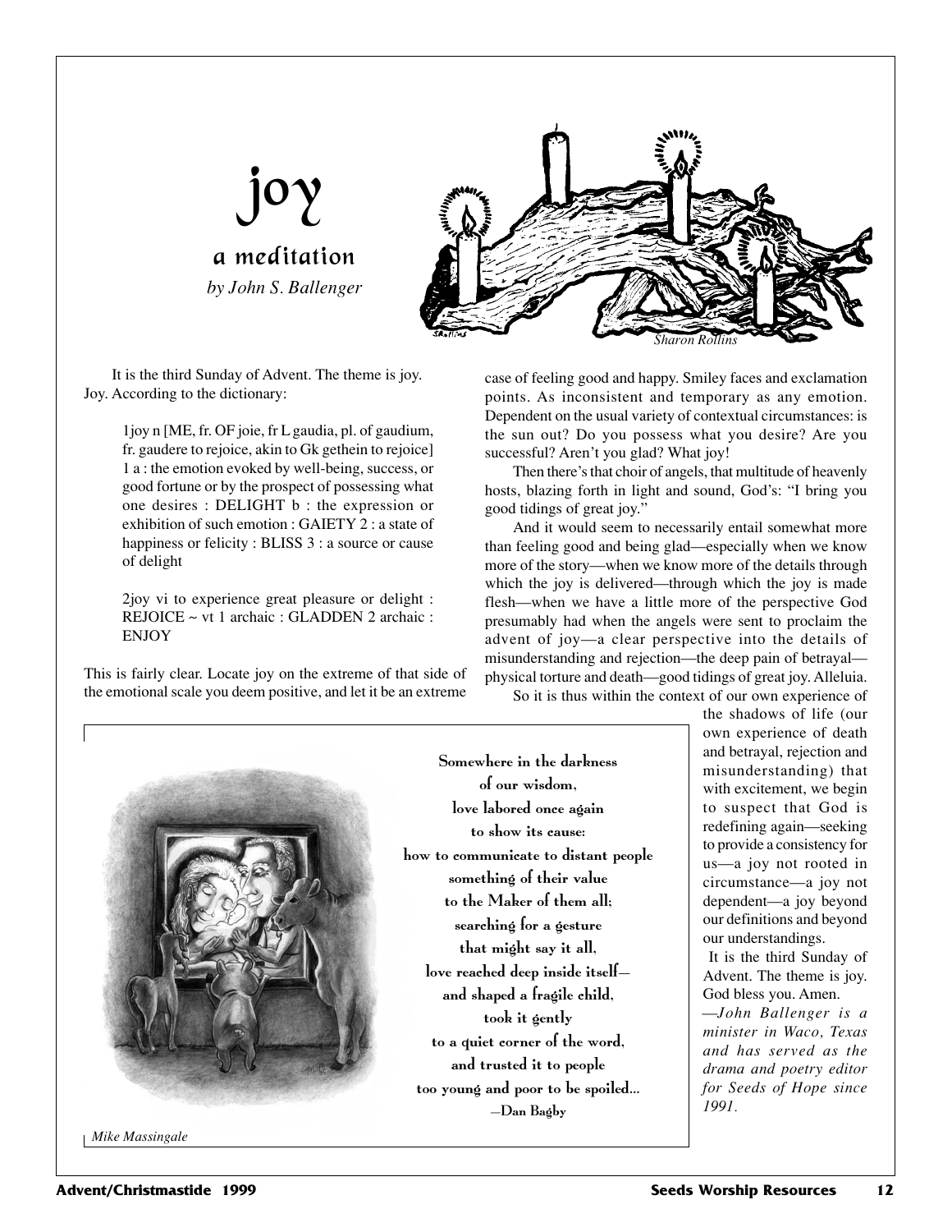# joy

## a meditation

*by John S. Ballenger*

Sharon Rollins

It is the third Sunday of Advent. The theme is joy. Joy. According to the dictionary:

> 1joy n [ME, fr. OF joie, fr L gaudia, pl. of gaudium, fr. gaudere to rejoice, akin to Gk gethein to rejoice] 1 a : the emotion evoked by well-being, success, or good fortune or by the prospect of possessing what one desires : DELIGHT b : the expression or exhibition of such emotion : GAIETY 2 : a state of happiness or felicity : BLISS 3 : a source or cause of delight
>
> 2joy vi to experience great pleasure or delight : REJOICE ~ vt 1 archaic : GLADDEN 2 archaic : ENJOY

This is fairly clear. Locate joy on the extreme of that side of the emotional scale you deem positive, and let it be an extreme case of feeling good and happy. Smiley faces and exclamation points. As inconsistent and temporary as any emotion. Dependent on the usual variety of contextual circumstances: is the sun out? Do you possess what you desire? Are you successful? Aren't you glad? What joy!

Then there's that choir of angels, that multitude of heavenly hosts, blazing forth in light and sound, God's: "I bring you good tidings of great joy."

And it would seem to necessarily entail somewhat more than feeling good and being glad—especially when we know more of the story—when we know more of the details through which the joy is delivered—through which the joy is made flesh—when we have a little more of the perspective God presumably had when the angels were sent to proclaim the advent of joy—a clear perspective into the details of misunderstanding and rejection—the deep pain of betrayal—physical torture and death—good tidings of great joy. Alleluia.

So it is thus within the context of our own experience of the shadows of life (our own experience of death and betrayal, rejection and misunderstanding) that with excitement, we begin to suspect that God is redefining again—seeking to provide a consistency for us—a joy not rooted in circumstance—a joy not dependent—a joy beyond our definitions and beyond our understandings.

It is the third Sunday of Advent. The theme is joy. God bless you. Amen.

*—John Ballenger is a minister in Waco, Texas and has served as the drama and poetry editor for Seeds of Hope since 1991.*

---

**Somewhere in the darkness**
**of our wisdom,**
**love labored once again**
**to show its cause:**
**how to communicate to distant people**
**something of their value**
**to the Maker of them all;**
**searching for a gesture**
**that might say it all,**
**love reached deep inside itself—**
**and shaped a fragile child,**
**took it gently**
**to a quiet corner of the word,**
**and trusted it to people**
**too young and poor to be spoiled...**
**—Dan Bagby**

*Mike Massingale*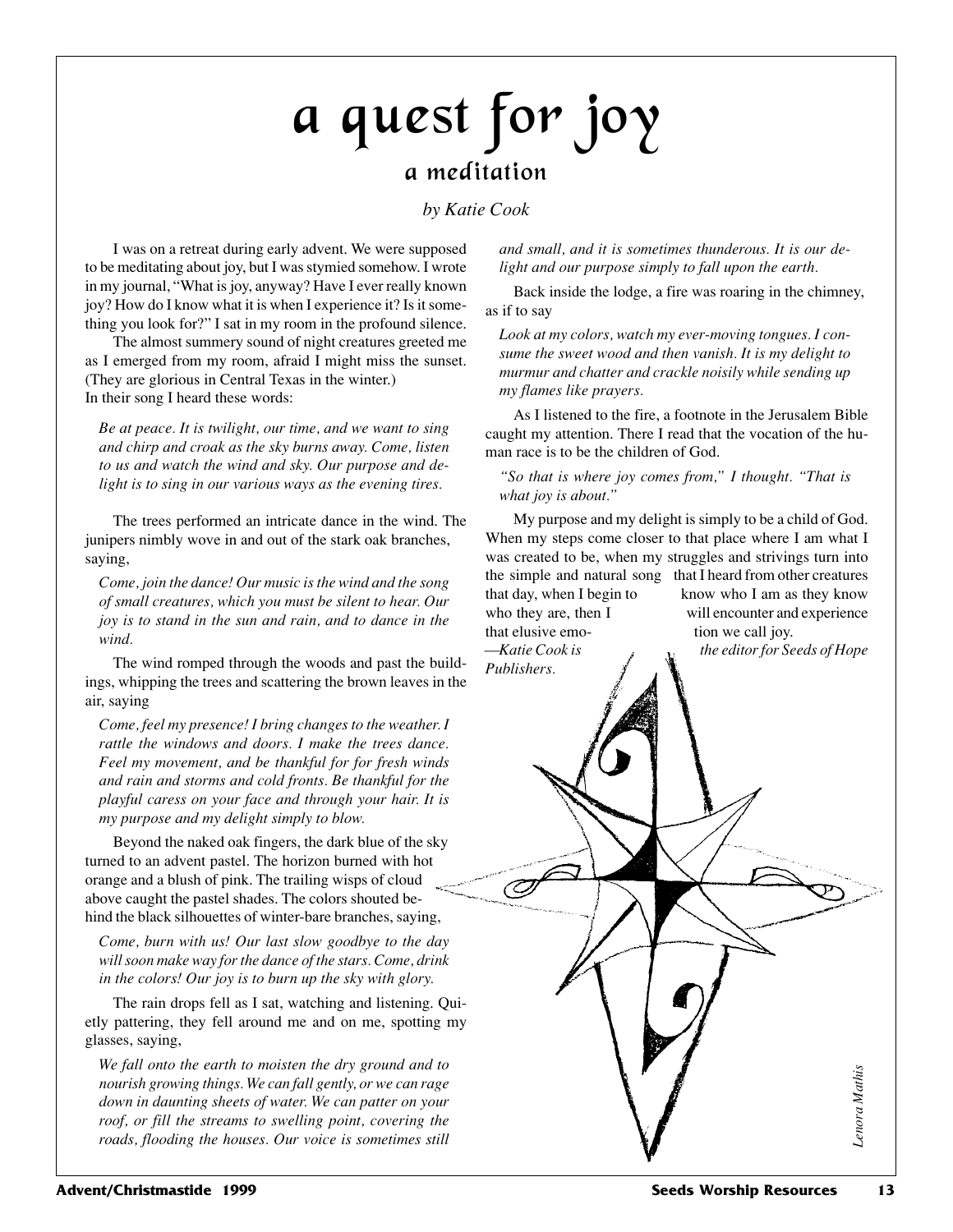# a quest for joy

## a meditation

*by Katie Cook*

I was on a retreat during early advent. We were supposed to be meditating about joy, but I was stymied somehow. I wrote in my journal, "What is joy, anyway? Have I ever really known joy? How do I know what it is when I experience it? Is it something you look for?" I sat in my room in the profound silence.

The almost summery sound of night creatures greeted me as I emerged from my room, afraid I might miss the sunset. (They are glorious in Central Texas in the winter.) In their song I heard these words:

*Be at peace. It is twilight, our time, and we want to sing and chirp and croak as the sky burns away. Come, listen to us and watch the wind and sky. Our purpose and delight is to sing in our various ways as the evening tires.*

The trees performed an intricate dance in the wind. The junipers nimbly wove in and out of the stark oak branches, saying,

*Come, join the dance! Our music is the wind and the song of small creatures, which you must be silent to hear. Our joy is to stand in the sun and rain, and to dance in the wind.*

The wind romped through the woods and past the buildings, whipping the trees and scattering the brown leaves in the air, saying

*Come, feel my presence! I bring changes to the weather. I rattle the windows and doors. I make the trees dance. Feel my movement, and be thankful for for fresh winds and rain and storms and cold fronts. Be thankful for the playful caress on your face and through your hair. It is my purpose and my delight simply to blow.*

Beyond the naked oak fingers, the dark blue of the sky turned to an advent pastel. The horizon burned with hot orange and a blush of pink. The trailing wisps of cloud above caught the pastel shades. The colors shouted behind the black silhouettes of winter-bare branches, saying,

*Come, burn with us! Our last slow goodbye to the day will soon make way for the dance of the stars. Come, drink in the colors! Our joy is to burn up the sky with glory.*

The rain drops fell as I sat, watching and listening. Quietly pattering, they fell around me and on me, spotting my glasses, saying,

*We fall onto the earth to moisten the dry ground and to nourish growing things. We can fall gently, or we can rage down in daunting sheets of water. We can patter on your roof, or fill the streams to swelling point, covering the roads, flooding the houses. Our voice is sometimes still and small, and it is sometimes thunderous. It is our delight and our purpose simply to fall upon the earth.*

Back inside the lodge, a fire was roaring in the chimney, as if to say

*Look at my colors, watch my ever-moving tongues. I consume the sweet wood and then vanish. It is my delight to murmur and chatter and crackle noisily while sending up my flames like prayers.*

As I listened to the fire, a footnote in the Jerusalem Bible caught my attention. There I read that the vocation of the human race is to be the children of God.

*"So that is where joy comes from," I thought. "That is what joy is about."*

My purpose and my delight is simply to be a child of God. When my steps come closer to that place where I am what I was created to be, when my struggles and strivings turn into the simple and natural song that I heard from other creatures that day, when I begin to know who I am as they know who they are, then I will encounter and experience that elusive emotion we call joy.

—*Katie Cook is the editor for Seeds of Hope Publishers.*

*Lenora Mathis*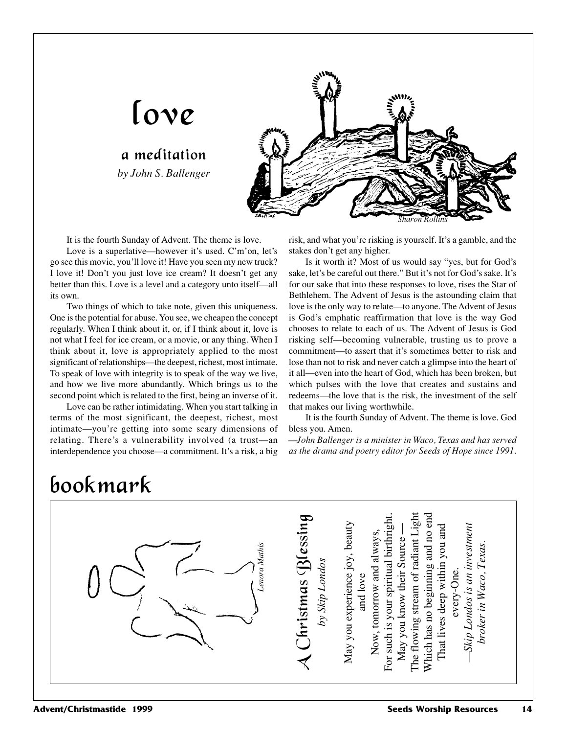# love

## a meditation

*by John S. Ballenger*

Sharon Rollins

It is the fourth Sunday of Advent. The theme is love.

Love is a superlative—however it's used. C'mon, let's go see this movie, you'll love it! Have you seen my new truck? I love it! Don't you just love ice cream? It doesn't get any better than this. Love is a level and a category unto itself—all its own.

Two things of which to take note, given this uniqueness. One is the potential for abuse. You see, we cheapen the concept regularly. When I think about it, or, if I think about it, love is not what I feel for ice cream, or a movie, or any thing. When I think about it, love is appropriately applied to the most significant of relationships—the deepest, richest, most intimate. To speak of love with integrity is to speak of the way we live, and how we live more abundantly. Which brings us to the second point which is related to the first, being an inverse of it.

Love can be rather intimidating. When you start talking in terms of the most significant, the deepest, richest, most intimate—you're getting into some scary dimensions of relating. There's a vulnerability involved (a trust—an interdependence you choose—a commitment. It's a risk, a big risk, and what you're risking is yourself. It's a gamble, and the stakes don't get any higher.

Is it worth it? Most of us would say "yes, but for God's sake, let's be careful out there." But it's not for God's sake. It's for our sake that into these responses to love, rises the Star of Bethlehem. The Advent of Jesus is the astounding claim that love is the only way to relate—to anyone. The Advent of Jesus is God's emphatic reaffirmation that love is the way God chooses to relate to each of us. The Advent of Jesus is God risking self—becoming vulnerable, trusting us to prove a commitment—to assert that it's sometimes better to risk and lose than not to risk and never catch a glimpse into the heart of it all—even into the heart of God, which has been broken, but which pulses with the love that creates and sustains and redeems—the love that is the risk, the investment of the self that makes our living worthwhile.

It is the fourth Sunday of Advent. The theme is love. God bless you. Amen.

*—John Ballenger is a minister in Waco, Texas and has served as the drama and poetry editor for Seeds of Hope since 1991.*

# bookmark

*Lenora Mathis*

## A Christmas Blessing

*by Skip Londos*

May you experience joy, beauty
and love
Now, tomorrow and always,
For such is your spiritual birthright.
May you know their Source —
The flowing stream of radiant Light
Which has no beginning and no end
That lives deep within you and
every-One.

*—Skip Londos is an investment broker in Waco, Texas.*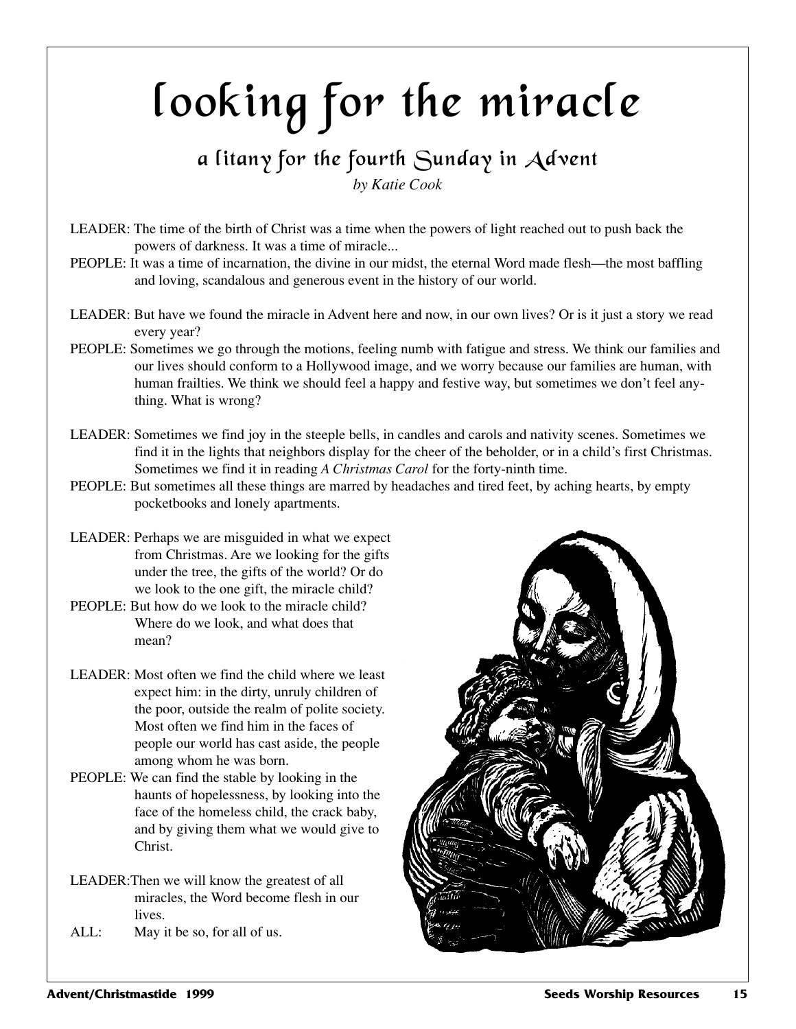# looking for the miracle

## a litany for the fourth Sunday in Advent

*by Katie Cook*

LEADER: The time of the birth of Christ was a time when the powers of light reached out to push back the powers of darkness. It was a time of miracle...

PEOPLE: It was a time of incarnation, the divine in our midst, the eternal Word made flesh—the most baffling and loving, scandalous and generous event in the history of our world.

LEADER: But have we found the miracle in Advent here and now, in our own lives? Or is it just a story we read every year?

PEOPLE: Sometimes we go through the motions, feeling numb with fatigue and stress. We think our families and our lives should conform to a Hollywood image, and we worry because our families are human, with human frailties. We think we should feel a happy and festive way, but sometimes we don't feel anything. What is wrong?

LEADER: Sometimes we find joy in the steeple bells, in candles and carols and nativity scenes. Sometimes we find it in the lights that neighbors display for the cheer of the beholder, or in a child's first Christmas. Sometimes we find it in reading *A Christmas Carol* for the forty-ninth time.

PEOPLE: But sometimes all these things are marred by headaches and tired feet, by aching hearts, by empty pocketbooks and lonely apartments.

LEADER: Perhaps we are misguided in what we expect from Christmas. Are we looking for the gifts under the tree, the gifts of the world? Or do we look to the one gift, the miracle child?

PEOPLE: But how do we look to the miracle child? Where do we look, and what does that mean?

LEADER: Most often we find the child where we least expect him: in the dirty, unruly children of the poor, outside the realm of polite society. Most often we find him in the faces of people our world has cast aside, the people among whom he was born.

PEOPLE: We can find the stable by looking in the haunts of hopelessness, by looking into the face of the homeless child, the crack baby, and by giving them what we would give to Christ.

LEADER: Then we will know the greatest of all miracles, the Word become flesh in our lives.

ALL: May it be so, for all of us.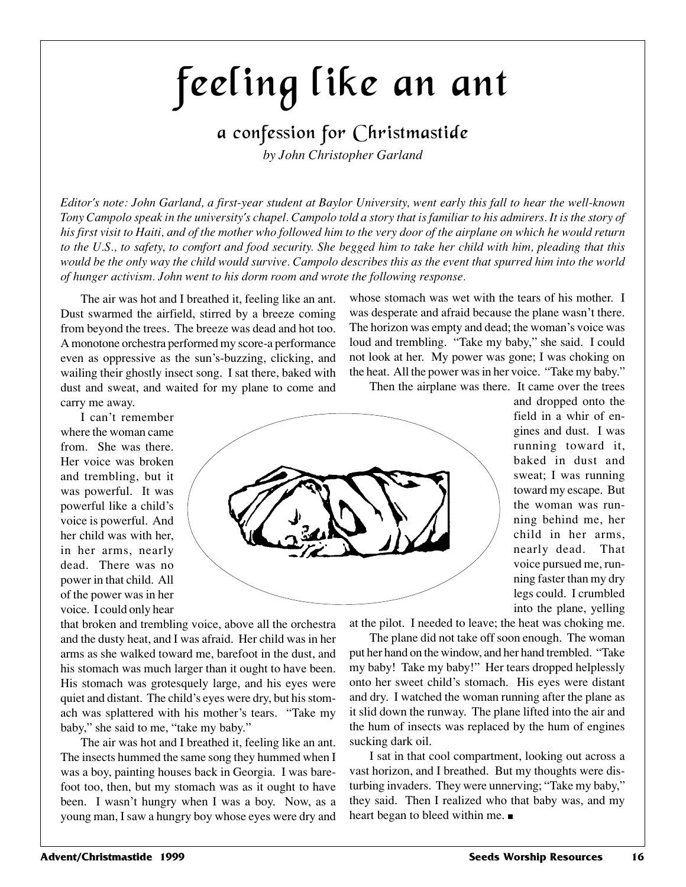# feeling like an ant

## a confession for Christmastide

*by John Christopher Garland*

*Editor's note: John Garland, a first-year student at Baylor University, went early this fall to hear the well-known Tony Campolo speak in the university's chapel. Campolo told a story that is familiar to his admirers. It is the story of his first visit to Haiti, and of the mother who followed him to the very door of the airplane on which he would return to the U.S., to safety, to comfort and food security. She begged him to take her child with him, pleading that this would be the only way the child would survive. Campolo describes this as the event that spurred him into the world of hunger activism. John went to his dorm room and wrote the following response.*

The air was hot and I breathed it, feeling like an ant. Dust swarmed the airfield, stirred by a breeze coming from beyond the trees. The breeze was dead and hot too. A monotone orchestra performed my score-a performance even as oppressive as the sun's-buzzing, clicking, and wailing their ghostly insect song. I sat there, baked with dust and sweat, and waited for my plane to come and carry me away.

I can't remember where the woman came from. She was there. Her voice was broken and trembling, but it was powerful. It was powerful like a child's voice is powerful. And her child was with her, in her arms, nearly dead. There was no power in that child. All of the power was in her voice. I could only hear that broken and trembling voice, above all the orchestra and the dusty heat, and I was afraid. Her child was in her arms as she walked toward me, barefoot in the dust, and his stomach was much larger than it ought to have been. His stomach was grotesquely large, and his eyes were quiet and distant. The child's eyes were dry, but his stomach was splattered with his mother's tears. "Take my baby," she said to me, "take my baby."

The air was hot and I breathed it, feeling like an ant. The insects hummed the same song they hummed when I was a boy, painting houses back in Georgia. I was barefoot too, then, but my stomach was as it ought to have been. I wasn't hungry when I was a boy. Now, as a young man, I saw a hungry boy whose eyes were dry and whose stomach was wet with the tears of his mother. I was desperate and afraid because the plane wasn't there. The horizon was empty and dead; the woman's voice was loud and trembling. "Take my baby," she said. I could not look at her. My power was gone; I was choking on the heat. All the power was in her voice. "Take my baby."

Then the airplane was there. It came over the trees and dropped onto the field in a whir of engines and dust. I was running toward it, baked in dust and sweat; I was running toward my escape. But the woman was running behind me, her child in her arms, nearly dead. That voice pursued me, running faster than my dry legs could. I crumbled into the plane, yelling at the pilot. I needed to leave; the heat was choking me.

The plane did not take off soon enough. The woman put her hand on the window, and her hand trembled. "Take my baby! Take my baby!" Her tears dropped helplessly onto her sweet child's stomach. His eyes were distant and dry. I watched the woman running after the plane as it slid down the runway. The plane lifted into the air and the hum of insects was replaced by the hum of engines sucking dark oil.

I sat in that cool compartment, looking out across a vast horizon, and I breathed. But my thoughts were disturbing invaders. They were unnerving; "Take my baby," they said. Then I realized who that baby was, and my heart began to bleed within me. ■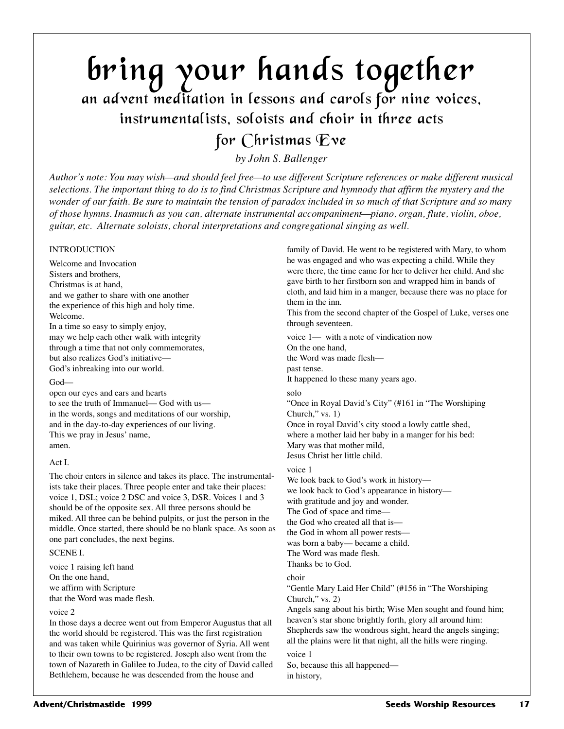# bring your hands together

## an advent meditation in lessons and carols for nine voices, instrumentalists, soloists and choir in three acts

## for Christmas Eve

*by John S. Ballenger*

*Author's note: You may wish—and should feel free—to use different Scripture references or make different musical selections. The important thing to do is to find Christmas Scripture and hymnody that affirm the mystery and the wonder of our faith. Be sure to maintain the tension of paradox included in so much of that Scripture and so many of those hymns. Inasmuch as you can, alternate instrumental accompaniment—piano, organ, flute, violin, oboe, guitar, etc. Alternate soloists, choral interpretations and congregational singing as well.*

INTRODUCTION

Welcome and Invocation
Sisters and brothers,
Christmas is at hand,
and we gather to share with one another
the experience of this high and holy time.
Welcome.
In a time so easy to simply enjoy,
may we help each other walk with integrity
through a time that not only commemorates,
but also realizes God's initiative—
God's inbreaking into our world.

God—
open our eyes and ears and hearts
to see the truth of Immanuel— God with us—
in the words, songs and meditations of our worship,
and in the day-to-day experiences of our living.
This we pray in Jesus' name,
amen.

Act I.

The choir enters in silence and takes its place. The instrumentalists take their places. Three people enter and take their places: voice 1, DSL; voice 2 DSC and voice 3, DSR. Voices 1 and 3 should be of the opposite sex. All three persons should be miked. All three can be behind pulpits, or just the person in the middle. Once started, there should be no blank space. As soon as one part concludes, the next begins.

SCENE I.

voice 1 raising left hand
On the one hand,
we affirm with Scripture
that the Word was made flesh.

voice 2
In those days a decree went out from Emperor Augustus that all the world should be registered. This was the first registration and was taken while Quirinius was governor of Syria. All went to their own towns to be registered. Joseph also went from the town of Nazareth in Galilee to Judea, to the city of David called Bethlehem, because he was descended from the house and family of David. He went to be registered with Mary, to whom he was engaged and who was expecting a child. While they were there, the time came for her to deliver her child. And she gave birth to her firstborn son and wrapped him in bands of cloth, and laid him in a manger, because there was no place for them in the inn.
This from the second chapter of the Gospel of Luke, verses one through seventeen.

voice 1— with a note of vindication now
On the one hand,
the Word was made flesh—
past tense.
It happened lo these many years ago.

solo
"Once in Royal David's City" (#161 in "The Worshiping Church," vs. 1)
Once in royal David's city stood a lowly cattle shed,
where a mother laid her baby in a manger for his bed:
Mary was that mother mild,
Jesus Christ her little child.

voice 1
We look back to God's work in history—
we look back to God's appearance in history—
with gratitude and joy and wonder.
The God of space and time—
the God who created all that is—
the God in whom all power rests—
was born a baby— became a child.
The Word was made flesh.
Thanks be to God.

choir
"Gentle Mary Laid Her Child" (#156 in "The Worshiping Church," vs. 2)
Angels sang about his birth; Wise Men sought and found him;
heaven's star shone brightly forth, glory all around him:
Shepherds saw the wondrous sight, heard the angels singing;
all the plains were lit that night, all the hills were ringing.

voice 1
So, because this all happened—
in history,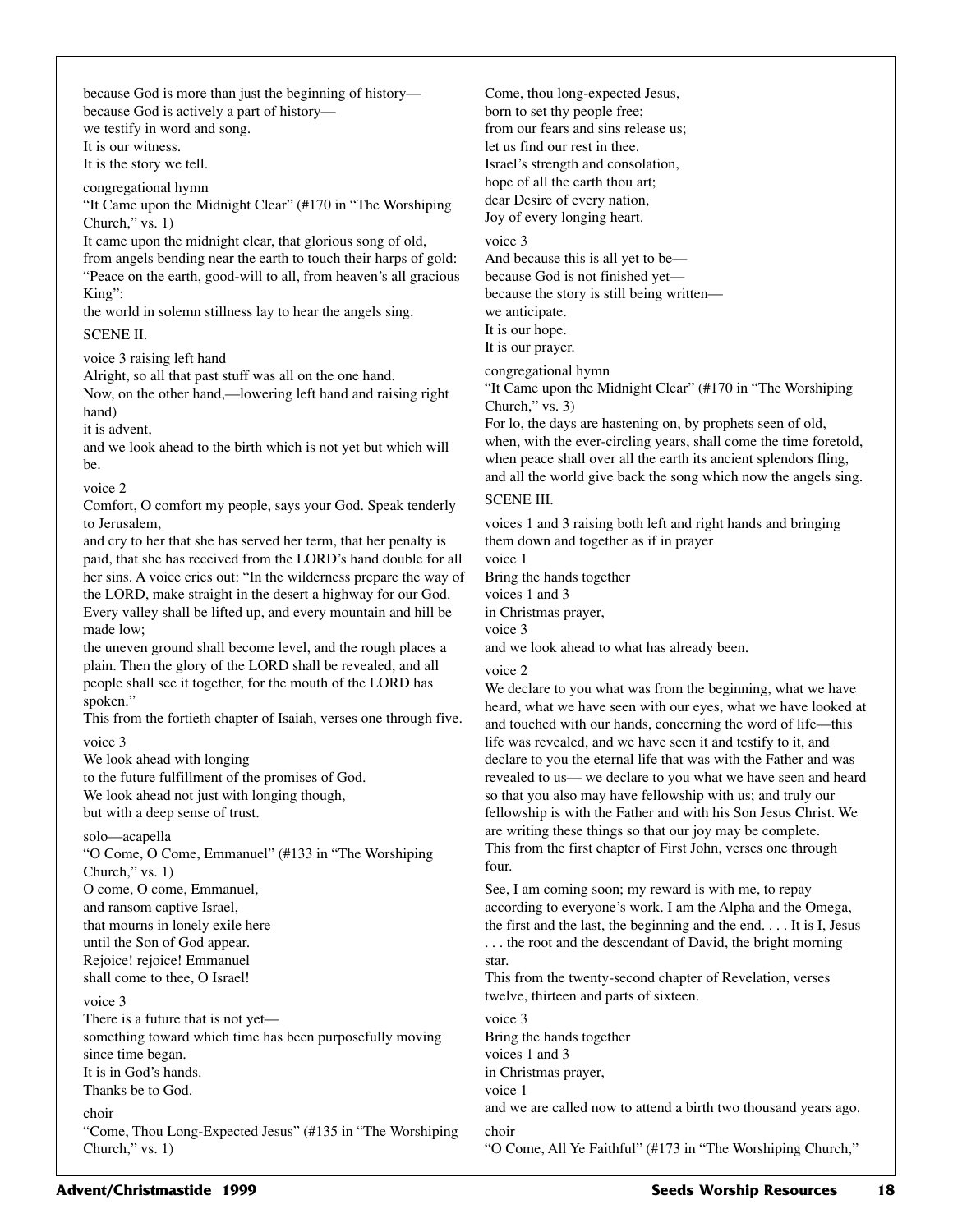because God is more than just the beginning of history—
because God is actively a part of history—
we testify in word and song.
It is our witness.
It is the story we tell.

congregational hymn
"It Came upon the Midnight Clear" (#170 in "The Worshiping Church," vs. 1)
It came upon the midnight clear, that glorious song of old,
from angels bending near the earth to touch their harps of gold:
"Peace on the earth, good-will to all, from heaven's all gracious King":
the world in solemn stillness lay to hear the angels sing.

SCENE II.

voice 3 raising left hand
Alright, so all that past stuff was all on the one hand.
Now, on the other hand,—lowering left hand and raising right hand)
it is advent,
and we look ahead to the birth which is not yet but which will be.

voice 2
Comfort, O comfort my people, says your God. Speak tenderly to Jerusalem,
and cry to her that she has served her term, that her penalty is paid, that she has received from the LORD's hand double for all her sins. A voice cries out: "In the wilderness prepare the way of the LORD, make straight in the desert a highway for our God. Every valley shall be lifted up, and every mountain and hill be made low;
the uneven ground shall become level, and the rough places a plain. Then the glory of the LORD shall be revealed, and all people shall see it together, for the mouth of the LORD has spoken."
This from the fortieth chapter of Isaiah, verses one through five.

voice 3
We look ahead with longing
to the future fulfillment of the promises of God.
We look ahead not just with longing though,
but with a deep sense of trust.

solo—acapella
"O Come, O Come, Emmanuel" (#133 in "The Worshiping Church," vs. 1)
O come, O come, Emmanuel,
and ransom captive Israel,
that mourns in lonely exile here
until the Son of God appear.
Rejoice! rejoice! Emmanuel
shall come to thee, O Israel!

voice 3
There is a future that is not yet—
something toward which time has been purposefully moving since time began.
It is in God's hands.
Thanks be to God.

choir
"Come, Thou Long-Expected Jesus" (#135 in "The Worshiping Church," vs. 1)
Come, thou long-expected Jesus,
born to set thy people free;
from our fears and sins release us;
let us find our rest in thee.
Israel's strength and consolation,
hope of all the earth thou art;
dear Desire of every nation,
Joy of every longing heart.

voice 3
And because this is all yet to be—
because God is not finished yet—
because the story is still being written—
we anticipate.
It is our hope.
It is our prayer.

congregational hymn
"It Came upon the Midnight Clear" (#170 in "The Worshiping Church," vs. 3)
For lo, the days are hastening on, by prophets seen of old,
when, with the ever-circling years, shall come the time foretold,
when peace shall over all the earth its ancient splendors fling,
and all the world give back the song which now the angels sing.

SCENE III.

voices 1 and 3 raising both left and right hands and bringing them down and together as if in prayer
voice 1
Bring the hands together
voices 1 and 3
in Christmas prayer,
voice 3
and we look ahead to what has already been.

voice 2
We declare to you what was from the beginning, what we have heard, what we have seen with our eyes, what we have looked at and touched with our hands, concerning the word of life—this life was revealed, and we have seen it and testify to it, and declare to you the eternal life that was with the Father and was revealed to us— we declare to you what we have seen and heard so that you also may have fellowship with us; and truly our fellowship is with the Father and with his Son Jesus Christ. We are writing these things so that our joy may be complete.
This from the first chapter of First John, verses one through four.

See, I am coming soon; my reward is with me, to repay according to everyone's work. I am the Alpha and the Omega, the first and the last, the beginning and the end. . . . It is I, Jesus . . . the root and the descendant of David, the bright morning star.
This from the twenty-second chapter of Revelation, verses twelve, thirteen and parts of sixteen.

voice 3
Bring the hands together
voices 1 and 3
in Christmas prayer,
voice 1
and we are called now to attend a birth two thousand years ago.

choir
"O Come, All Ye Faithful" (#173 in "The Worshiping Church,"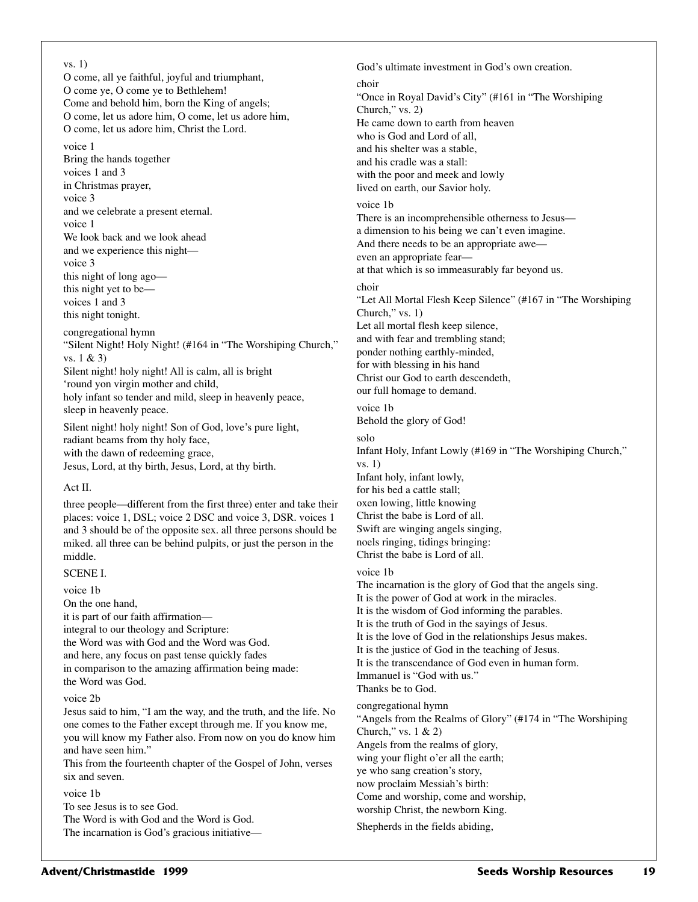vs. 1)
O come, all ye faithful, joyful and triumphant,
O come ye, O come ye to Bethlehem!
Come and behold him, born the King of angels;
O come, let us adore him, O come, let us adore him,
O come, let us adore him, Christ the Lord.

voice 1
Bring the hands together
voices 1 and 3
in Christmas prayer,
voice 3
and we celebrate a present eternal.
voice 1
We look back and we look ahead
and we experience this night—
voice 3
this night of long ago—
this night yet to be—
voices 1 and 3
this night tonight.

congregational hymn
"Silent Night! Holy Night! (#164 in "The Worshiping Church," vs. 1 & 3)
Silent night! holy night! All is calm, all is bright
'round yon virgin mother and child,
holy infant so tender and mild, sleep in heavenly peace,
sleep in heavenly peace.

Silent night! holy night! Son of God, love's pure light,
radiant beams from thy holy face,
with the dawn of redeeming grace,
Jesus, Lord, at thy birth, Jesus, Lord, at thy birth.

## Act II.

three people—different from the first three) enter and take their places: voice 1, DSL; voice 2 DSC and voice 3, DSR. voices 1 and 3 should be of the opposite sex. all three persons should be miked. all three can be behind pulpits, or just the person in the middle.

### SCENE I.

voice 1b
On the one hand,
it is part of our faith affirmation—
integral to our theology and Scripture:
the Word was with God and the Word was God.
and here, any focus on past tense quickly fades
in comparison to the amazing affirmation being made:
the Word was God.

voice 2b
Jesus said to him, "I am the way, and the truth, and the life. No one comes to the Father except through me. If you know me, you will know my Father also. From now on you do know him and have seen him."
This from the fourteenth chapter of the Gospel of John, verses six and seven.

voice 1b
To see Jesus is to see God.
The Word is with God and the Word is God.
The incarnation is God's gracious initiative—
God's ultimate investment in God's own creation.

choir
"Once in Royal David's City" (#161 in "The Worshiping Church," vs. 2)
He came down to earth from heaven
who is God and Lord of all,
and his shelter was a stable,
and his cradle was a stall:
with the poor and meek and lowly
lived on earth, our Savior holy.

voice 1b
There is an incomprehensible otherness to Jesus—
a dimension to his being we can't even imagine.
And there needs to be an appropriate awe—
even an appropriate fear—
at that which is so immeasurably far beyond us.

choir
"Let All Mortal Flesh Keep Silence" (#167 in "The Worshiping Church," vs. 1)
Let all mortal flesh keep silence,
and with fear and trembling stand;
ponder nothing earthly-minded,
for with blessing in his hand
Christ our God to earth descendeth,
our full homage to demand.

voice 1b
Behold the glory of God!

solo
Infant Holy, Infant Lowly (#169 in "The Worshiping Church," vs. 1)
Infant holy, infant lowly,
for his bed a cattle stall;
oxen lowing, little knowing
Christ the babe is Lord of all.
Swift are winging angels singing,
noels ringing, tidings bringing:
Christ the babe is Lord of all.

voice 1b
The incarnation is the glory of God that the angels sing.
It is the power of God at work in the miracles.
It is the wisdom of God informing the parables.
It is the truth of God in the sayings of Jesus.
It is the love of God in the relationships Jesus makes.
It is the justice of God in the teaching of Jesus.
It is the transcendance of God even in human form.
Immanuel is "God with us."
Thanks be to God.

congregational hymn
"Angels from the Realms of Glory" (#174 in "The Worshiping Church," vs. 1 & 2)
Angels from the realms of glory,
wing your flight o'er all the earth;
ye who sang creation's story,
now proclaim Messiah's birth:
Come and worship, come and worship,
worship Christ, the newborn King.

Shepherds in the fields abiding,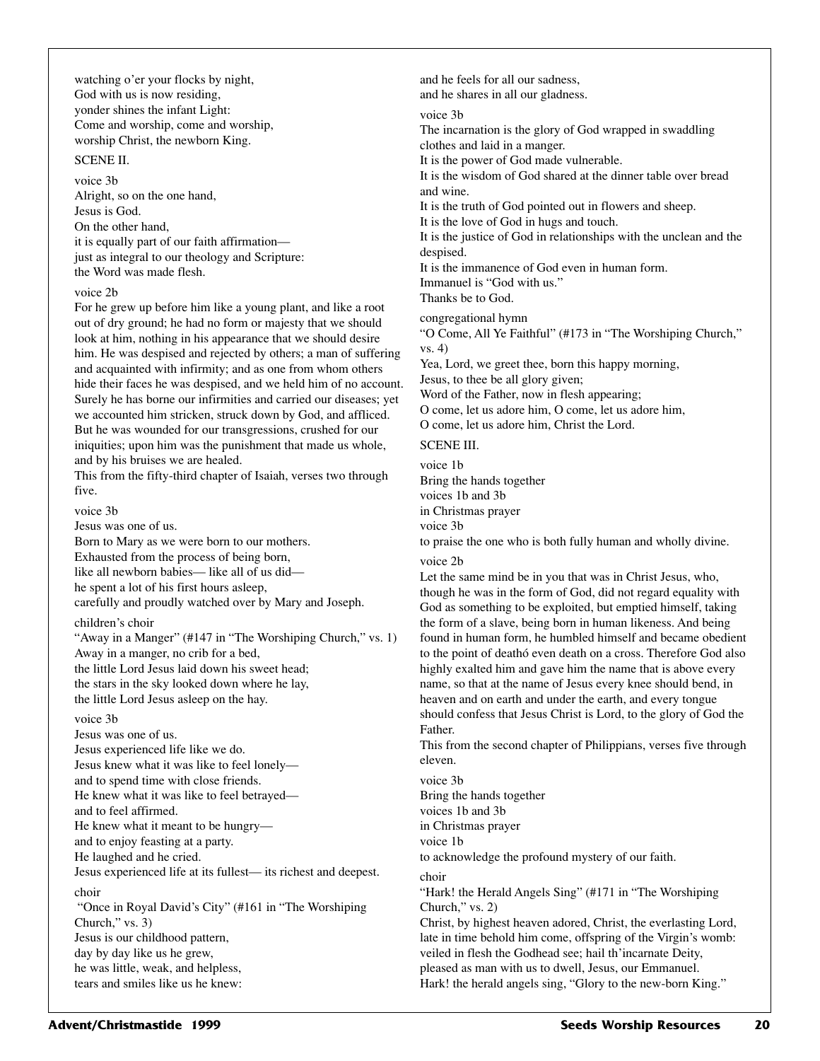watching o'er your flocks by night,
God with us is now residing,
yonder shines the infant Light:
Come and worship, come and worship,
worship Christ, the newborn King.

SCENE II.

voice 3b
Alright, so on the one hand,
Jesus is God.
On the other hand,
it is equally part of our faith affirmation—
just as integral to our theology and Scripture:
the Word was made flesh.

voice 2b
For he grew up before him like a young plant, and like a root out of dry ground; he had no form or majesty that we should look at him, nothing in his appearance that we should desire him. He was despised and rejected by others; a man of suffering and acquainted with infirmity; and as one from whom others hide their faces he was despised, and we held him of no account. Surely he has borne our infirmities and carried our diseases; yet we accounted him stricken, struck down by God, and afflicted. But he was wounded for our transgressions, crushed for our iniquities; upon him was the punishment that made us whole, and by his bruises we are healed.
This from the fifty-third chapter of Isaiah, verses two through five.

voice 3b
Jesus was one of us.
Born to Mary as we were born to our mothers.
Exhausted from the process of being born,
like all newborn babies— like all of us did—
he spent a lot of his first hours asleep,
carefully and proudly watched over by Mary and Joseph.

children's choir
"Away in a Manger" (#147 in "The Worshiping Church," vs. 1)
Away in a manger, no crib for a bed,
the little Lord Jesus laid down his sweet head;
the stars in the sky looked down where he lay,
the little Lord Jesus asleep on the hay.

voice 3b
Jesus was one of us.
Jesus experienced life like we do.
Jesus knew what it was like to feel lonely—
and to spend time with close friends.
He knew what it was like to feel betrayed—
and to feel affirmed.
He knew what it meant to be hungry—
and to enjoy feasting at a party.
He laughed and he cried.
Jesus experienced life at its fullest— its richest and deepest.

choir
"Once in Royal David's City" (#161 in "The Worshiping Church," vs. 3)
Jesus is our childhood pattern,
day by day like us he grew,
he was little, weak, and helpless,
tears and smiles like us he knew:
and he feels for all our sadness,
and he shares in all our gladness.

voice 3b
The incarnation is the glory of God wrapped in swaddling clothes and laid in a manger.
It is the power of God made vulnerable.
It is the wisdom of God shared at the dinner table over bread and wine.
It is the truth of God pointed out in flowers and sheep.
It is the love of God in hugs and touch.
It is the justice of God in relationships with the unclean and the despised.
It is the immanence of God even in human form.
Immanuel is "God with us."
Thanks be to God.

congregational hymn
"O Come, All Ye Faithful" (#173 in "The Worshiping Church," vs. 4)
Yea, Lord, we greet thee, born this happy morning,
Jesus, to thee be all glory given;
Word of the Father, now in flesh appearing;
O come, let us adore him, O come, let us adore him,
O come, let us adore him, Christ the Lord.

SCENE III.

voice 1b
Bring the hands together
voices 1b and 3b
in Christmas prayer
voice 3b
to praise the one who is both fully human and wholly divine.

voice 2b
Let the same mind be in you that was in Christ Jesus, who, though he was in the form of God, did not regard equality with God as something to be exploited, but emptied himself, taking the form of a slave, being born in human likeness. And being found in human form, he humbled himself and became obedient to the point of deathó even death on a cross. Therefore God also highly exalted him and gave him the name that is above every name, so that at the name of Jesus every knee should bend, in heaven and on earth and under the earth, and every tongue should confess that Jesus Christ is Lord, to the glory of God the Father.
This from the second chapter of Philippians, verses five through eleven.

voice 3b
Bring the hands together
voices 1b and 3b
in Christmas prayer
voice 1b
to acknowledge the profound mystery of our faith.

choir
"Hark! the Herald Angels Sing" (#171 in "The Worshiping Church," vs. 2)
Christ, by highest heaven adored, Christ, the everlasting Lord,
late in time behold him come, offspring of the Virgin's womb:
veiled in flesh the Godhead see; hail th'incarnate Deity,
pleased as man with us to dwell, Jesus, our Emmanuel.
Hark! the herald angels sing, "Glory to the new-born King."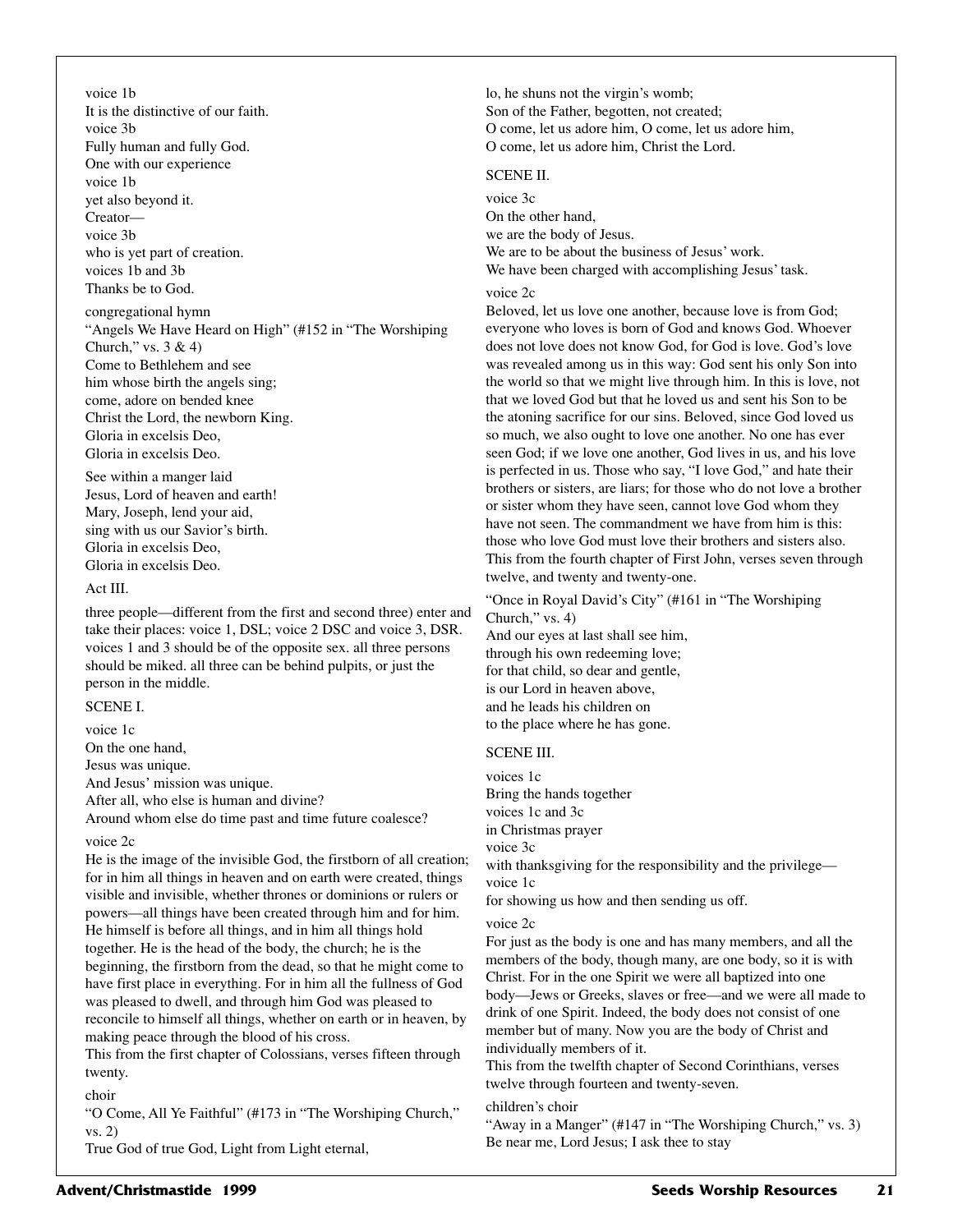voice 1b
It is the distinctive of our faith.
voice 3b
Fully human and fully God.
One with our experience
voice 1b
yet also beyond it.
Creator—
voice 3b
who is yet part of creation.
voices 1b and 3b
Thanks be to God.

congregational hymn
"Angels We Have Heard on High" (#152 in "The Worshiping Church," vs. 3 & 4)
Come to Bethlehem and see
him whose birth the angels sing;
come, adore on bended knee
Christ the Lord, the newborn King.
Gloria in excelsis Deo,
Gloria in excelsis Deo.

See within a manger laid
Jesus, Lord of heaven and earth!
Mary, Joseph, lend your aid,
sing with us our Savior's birth.
Gloria in excelsis Deo,
Gloria in excelsis Deo.

Act III.

three people—different from the first and second three) enter and take their places: voice 1, DSL; voice 2 DSC and voice 3, DSR. voices 1 and 3 should be of the opposite sex. all three persons should be miked. all three can be behind pulpits, or just the person in the middle.

SCENE I.

voice 1c
On the one hand,
Jesus was unique.
And Jesus' mission was unique.
After all, who else is human and divine?
Around whom else do time past and time future coalesce?

voice 2c
He is the image of the invisible God, the firstborn of all creation; for in him all things in heaven and on earth were created, things visible and invisible, whether thrones or dominions or rulers or powers—all things have been created through him and for him. He himself is before all things, and in him all things hold together. He is the head of the body, the church; he is the beginning, the firstborn from the dead, so that he might come to have first place in everything. For in him all the fullness of God was pleased to dwell, and through him God was pleased to reconcile to himself all things, whether on earth or in heaven, by making peace through the blood of his cross.
This from the first chapter of Colossians, verses fifteen through twenty.

choir
"O Come, All Ye Faithful" (#173 in "The Worshiping Church," vs. 2)
True God of true God, Light from Light eternal,
lo, he shuns not the virgin's womb;
Son of the Father, begotten, not created;
O come, let us adore him, O come, let us adore him,
O come, let us adore him, Christ the Lord.

SCENE II.

voice 3c
On the other hand,
we are the body of Jesus.
We are to be about the business of Jesus' work.
We have been charged with accomplishing Jesus' task.

voice 2c
Beloved, let us love one another, because love is from God; everyone who loves is born of God and knows God. Whoever does not love does not know God, for God is love. God's love was revealed among us in this way: God sent his only Son into the world so that we might live through him. In this is love, not that we loved God but that he loved us and sent his Son to be the atoning sacrifice for our sins. Beloved, since God loved us so much, we also ought to love one another. No one has ever seen God; if we love one another, God lives in us, and his love is perfected in us. Those who say, "I love God," and hate their brothers or sisters, are liars; for those who do not love a brother or sister whom they have seen, cannot love God whom they have not seen. The commandment we have from him is this: those who love God must love their brothers and sisters also.
This from the fourth chapter of First John, verses seven through twelve, and twenty and twenty-one.

"Once in Royal David's City" (#161 in "The Worshiping Church," vs. 4)
And our eyes at last shall see him,
through his own redeeming love;
for that child, so dear and gentle,
is our Lord in heaven above,
and he leads his children on
to the place where he has gone.

SCENE III.

voices 1c
Bring the hands together
voices 1c and 3c
in Christmas prayer
voice 3c
with thanksgiving for the responsibility and the privilege—
voice 1c
for showing us how and then sending us off.

voice 2c
For just as the body is one and has many members, and all the members of the body, though many, are one body, so it is with Christ. For in the one Spirit we were all baptized into one body—Jews or Greeks, slaves or free—and we were all made to drink of one Spirit. Indeed, the body does not consist of one member but of many. Now you are the body of Christ and individually members of it.
This from the twelfth chapter of Second Corinthians, verses twelve through fourteen and twenty-seven.

children's choir
"Away in a Manger" (#147 in "The Worshiping Church," vs. 3)
Be near me, Lord Jesus; I ask thee to stay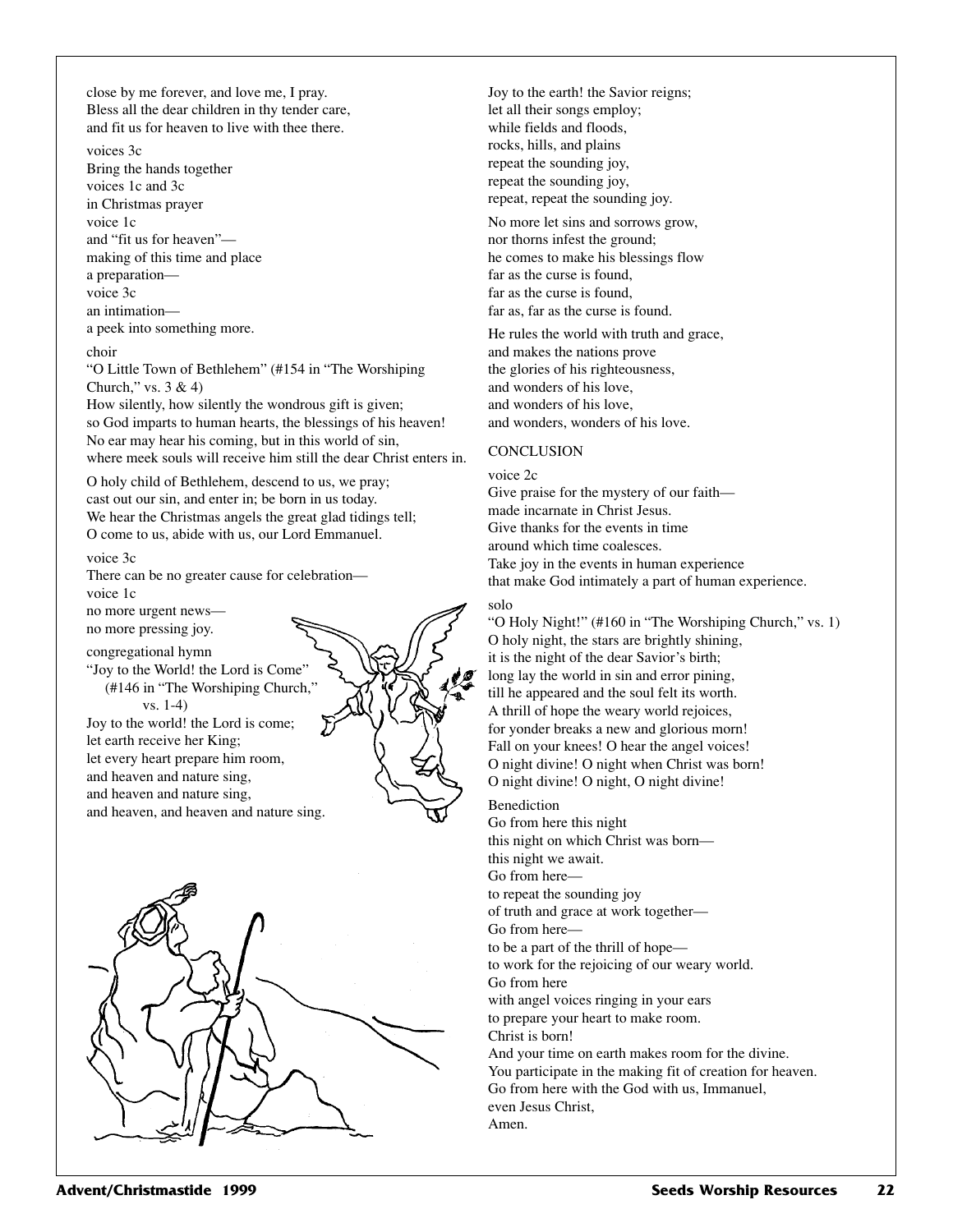close by me forever, and love me, I pray.
Bless all the dear children in thy tender care,
and fit us for heaven to live with thee there.

voices 3c
Bring the hands together
voices 1c and 3c
in Christmas prayer
voice 1c
and "fit us for heaven"—
making of this time and place
a preparation—
voice 3c
an intimation—
a peek into something more.

choir
"O Little Town of Bethlehem" (#154 in "The Worshiping Church," vs. 3 & 4)
How silently, how silently the wondrous gift is given;
so God imparts to human hearts, the blessings of his heaven!
No ear may hear his coming, but in this world of sin,
where meek souls will receive him still the dear Christ enters in.

O holy child of Bethlehem, descend to us, we pray;
cast out our sin, and enter in; be born in us today.
We hear the Christmas angels the great glad tidings tell;
O come to us, abide with us, our Lord Emmanuel.

voice 3c
There can be no greater cause for celebration—
voice 1c
no more urgent news—
no more pressing joy.

congregational hymn
"Joy to the World! the Lord is Come" (#146 in "The Worshiping Church," vs. 1-4)
Joy to the world! the Lord is come;
let earth receive her King;
let every heart prepare him room,
and heaven and nature sing,
and heaven and nature sing,
and heaven, and heaven and nature sing.

Joy to the earth! the Savior reigns;
let all their songs employ;
while fields and floods,
rocks, hills, and plains
repeat the sounding joy,
repeat the sounding joy,
repeat, repeat the sounding joy.

No more let sins and sorrows grow,
nor thorns infest the ground;
he comes to make his blessings flow
far as the curse is found,
far as the curse is found,
far as, far as the curse is found.

He rules the world with truth and grace,
and makes the nations prove
the glories of his righteousness,
and wonders of his love,
and wonders of his love,
and wonders, wonders of his love.

CONCLUSION

voice 2c
Give praise for the mystery of our faith—
made incarnate in Christ Jesus.
Give thanks for the events in time
around which time coalesces.
Take joy in the events in human experience
that make God intimately a part of human experience.

solo
"O Holy Night!" (#160 in "The Worshiping Church," vs. 1)
O holy night, the stars are brightly shining,
it is the night of the dear Savior's birth;
long lay the world in sin and error pining,
till he appeared and the soul felt its worth.
A thrill of hope the weary world rejoices,
for yonder breaks a new and glorious morn!
Fall on your knees! O hear the angel voices!
O night divine! O night when Christ was born!
O night divine! O night, O night divine!

Benediction
Go from here this night
this night on which Christ was born—
this night we await.
Go from here—
to repeat the sounding joy
of truth and grace at work together—
Go from here—
to be a part of the thrill of hope—
to work for the rejoicing of our weary world.
Go from here
with angel voices ringing in your ears
to prepare your heart to make room.
Christ is born!
And your time on earth makes room for the divine.
You participate in the making fit of creation for heaven.
Go from here with the God with us, Immanuel,
even Jesus Christ,
Amen.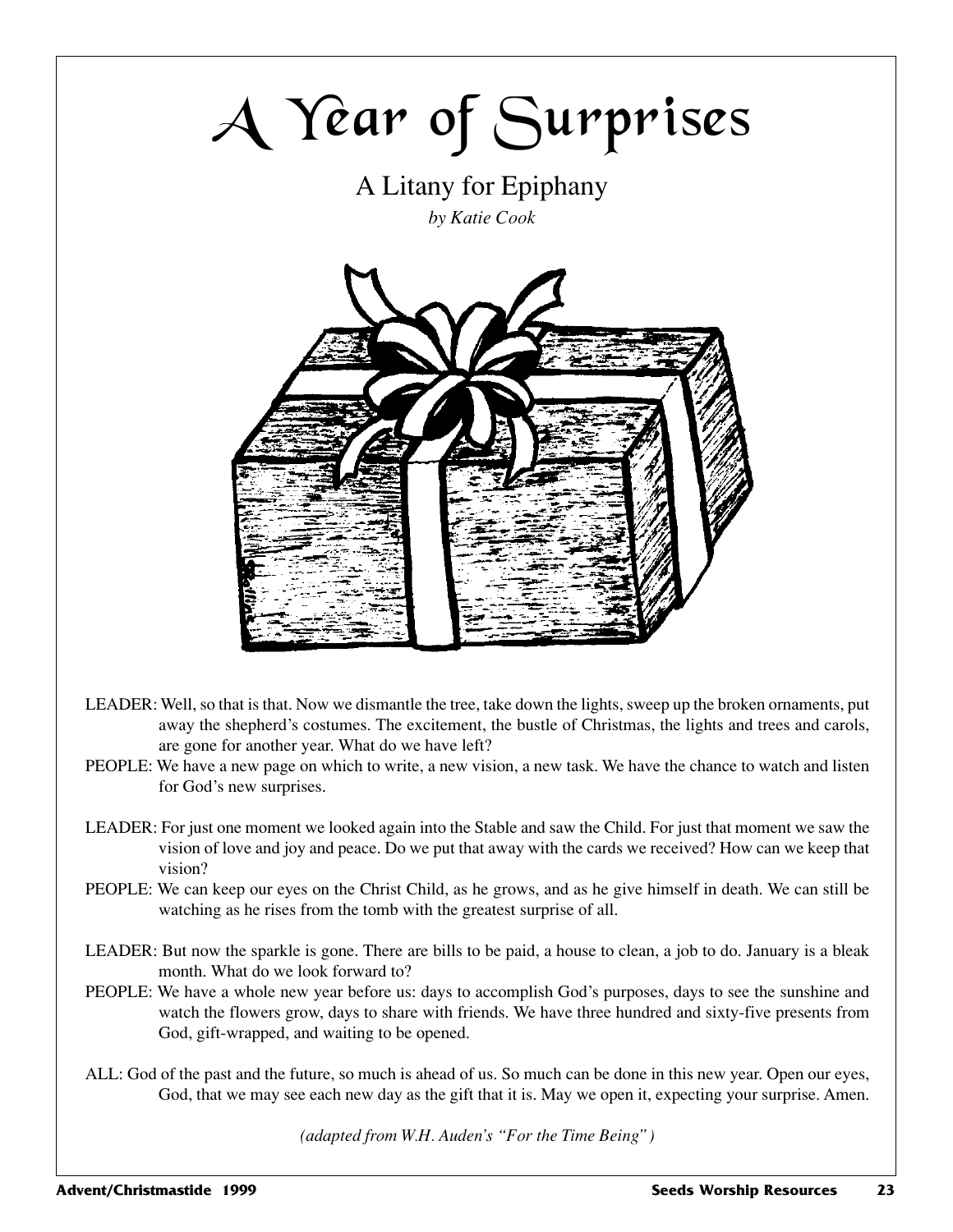# A Year of Surprises

## A Litany for Epiphany

*by Katie Cook*

LEADER: Well, so that is that. Now we dismantle the tree, take down the lights, sweep up the broken ornaments, put away the shepherd's costumes. The excitement, the bustle of Christmas, the lights and trees and carols, are gone for another year. What do we have left?

PEOPLE: We have a new page on which to write, a new vision, a new task. We have the chance to watch and listen for God's new surprises.

LEADER: For just one moment we looked again into the Stable and saw the Child. For just that moment we saw the vision of love and joy and peace. Do we put that away with the cards we received? How can we keep that vision?

PEOPLE: We can keep our eyes on the Christ Child, as he grows, and as he give himself in death. We can still be watching as he rises from the tomb with the greatest surprise of all.

LEADER: But now the sparkle is gone. There are bills to be paid, a house to clean, a job to do. January is a bleak month. What do we look forward to?

PEOPLE: We have a whole new year before us: days to accomplish God's purposes, days to see the sunshine and watch the flowers grow, days to share with friends. We have three hundred and sixty-five presents from God, gift-wrapped, and waiting to be opened.

ALL: God of the past and the future, so much is ahead of us. So much can be done in this new year. Open our eyes, God, that we may see each new day as the gift that it is. May we open it, expecting your surprise. Amen.

*(adapted from W.H. Auden's "For the Time Being")*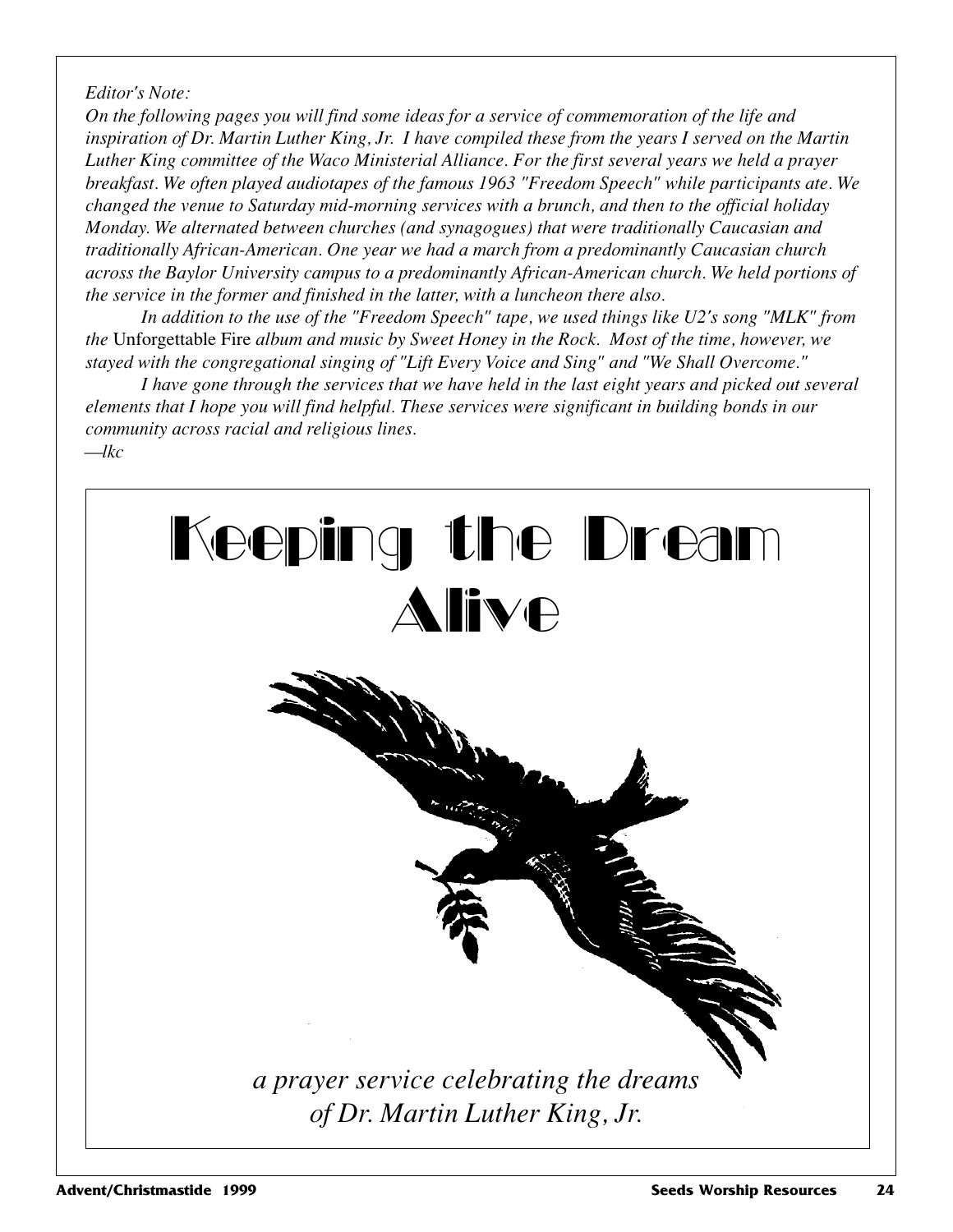*Editor's Note:*

*On the following pages you will find some ideas for a service of commemoration of the life and inspiration of Dr. Martin Luther King, Jr. I have compiled these from the years I served on the Martin Luther King committee of the Waco Ministerial Alliance. For the first several years we held a prayer breakfast. We often played audiotapes of the famous 1963 "Freedom Speech" while participants ate. We changed the venue to Saturday mid-morning services with a brunch, and then to the official holiday Monday. We alternated between churches (and synagogues) that were traditionally Caucasian and traditionally African-American. One year we had a march from a predominantly Caucasian church across the Baylor University campus to a predominantly African-American church. We held portions of the service in the former and finished in the latter, with a luncheon there also.*

*In addition to the use of the "Freedom Speech" tape, we used things like U2's song "MLK" from the* Unforgettable Fire *album and music by Sweet Honey in the Rock. Most of the time, however, we stayed with the congregational singing of "Lift Every Voice and Sing" and "We Shall Overcome."*

*I have gone through the services that we have held in the last eight years and picked out several elements that I hope you will find helpful. These services were significant in building bonds in our community across racial and religious lines.*

*—lkc*

# Keeping the Dream Alive

*a prayer service celebrating the dreams of Dr. Martin Luther King, Jr.*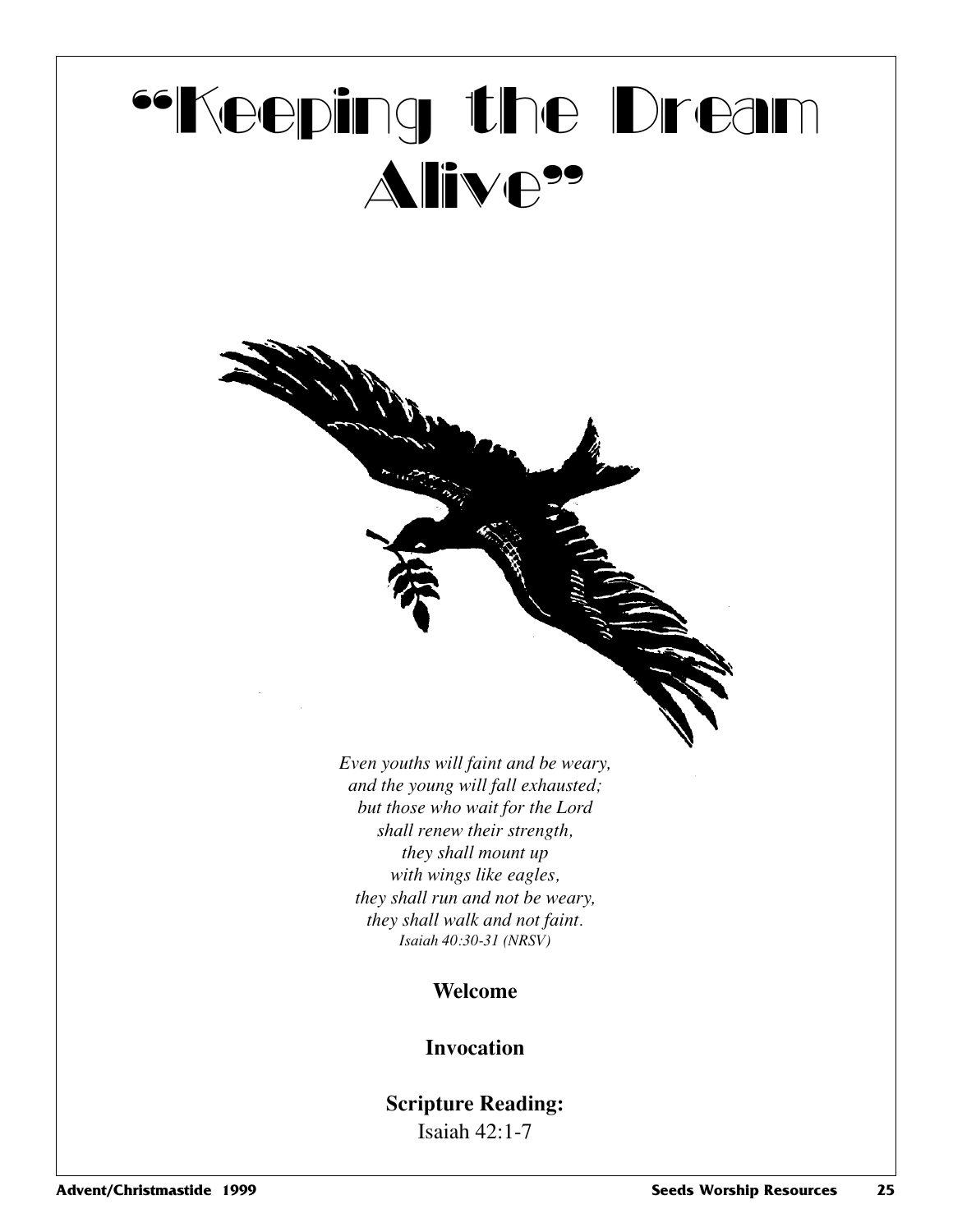# "Keeping the Dream Alive"

*Even youths will faint and be weary,*
*and the young will fall exhausted;*
*but those who wait for the Lord*
*shall renew their strength,*
*they shall mount up*
*with wings like eagles,*
*they shall run and not be weary,*
*they shall walk and not faint.*
*Isaiah 40:30-31 (NRSV)*

**Welcome**

**Invocation**

**Scripture Reading:**
Isaiah 42:1-7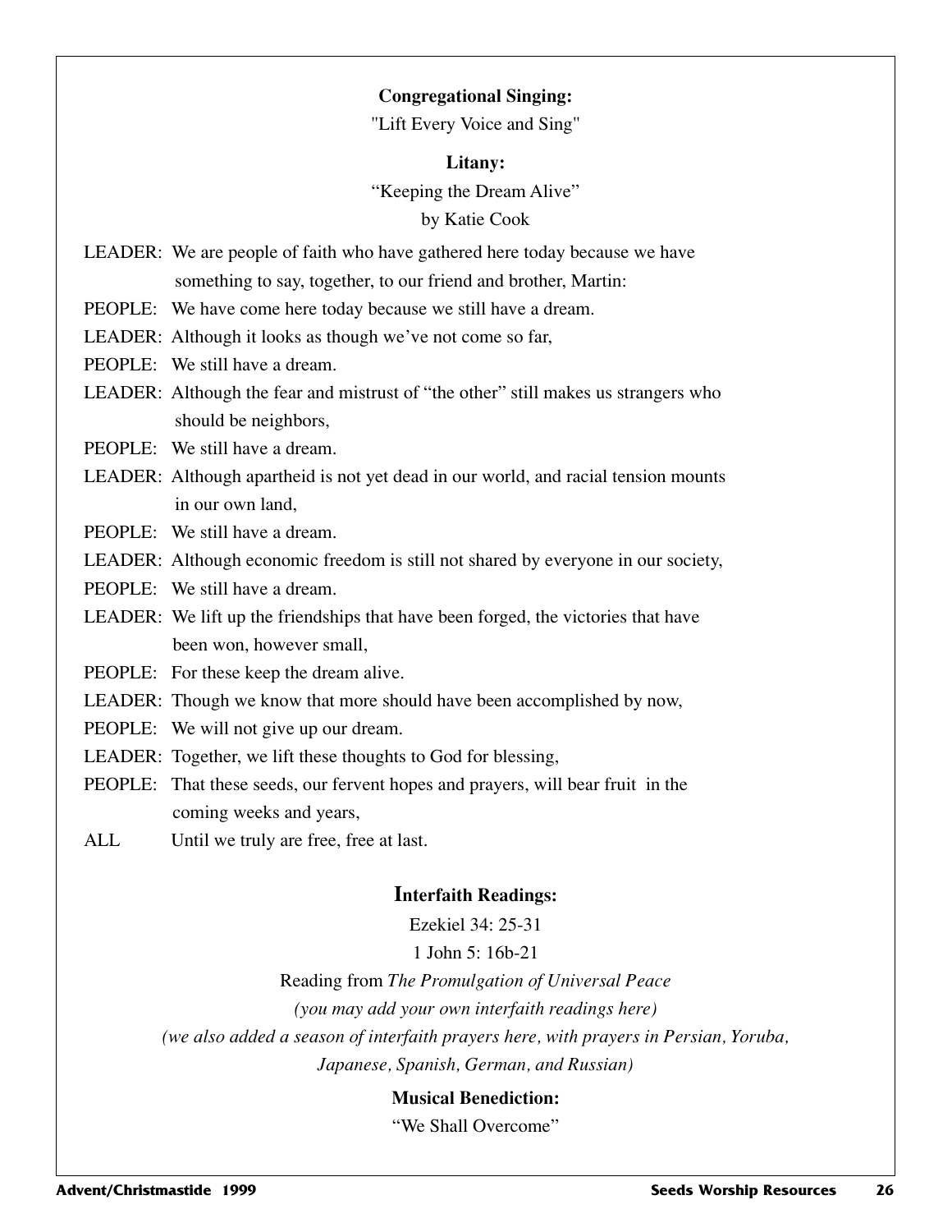**Congregational Singing:**

"Lift Every Voice and Sing"

**Litany:**

"Keeping the Dream Alive"

by Katie Cook

LEADER: We are people of faith who have gathered here today because we have something to say, together, to our friend and brother, Martin:

PEOPLE: We have come here today because we still have a dream.

LEADER: Although it looks as though we've not come so far,

PEOPLE: We still have a dream.

LEADER: Although the fear and mistrust of "the other" still makes us strangers who should be neighbors,

PEOPLE: We still have a dream.

LEADER: Although apartheid is not yet dead in our world, and racial tension mounts in our own land,

PEOPLE: We still have a dream.

LEADER: Although economic freedom is still not shared by everyone in our society,

PEOPLE: We still have a dream.

LEADER: We lift up the friendships that have been forged, the victories that have been won, however small,

PEOPLE: For these keep the dream alive.

LEADER: Though we know that more should have been accomplished by now,

PEOPLE: We will not give up our dream.

LEADER: Together, we lift these thoughts to God for blessing,

PEOPLE: That these seeds, our fervent hopes and prayers, will bear fruit in the coming weeks and years,

ALL Until we truly are free, free at last.

**Interfaith Readings:**

Ezekiel 34: 25-31

1 John 5: 16b-21

Reading from *The Promulgation of Universal Peace*

*(you may add your own interfaith readings here)*

*(we also added a season of interfaith prayers here, with prayers in Persian, Yoruba, Japanese, Spanish, German, and Russian)*

**Musical Benediction:**

"We Shall Overcome"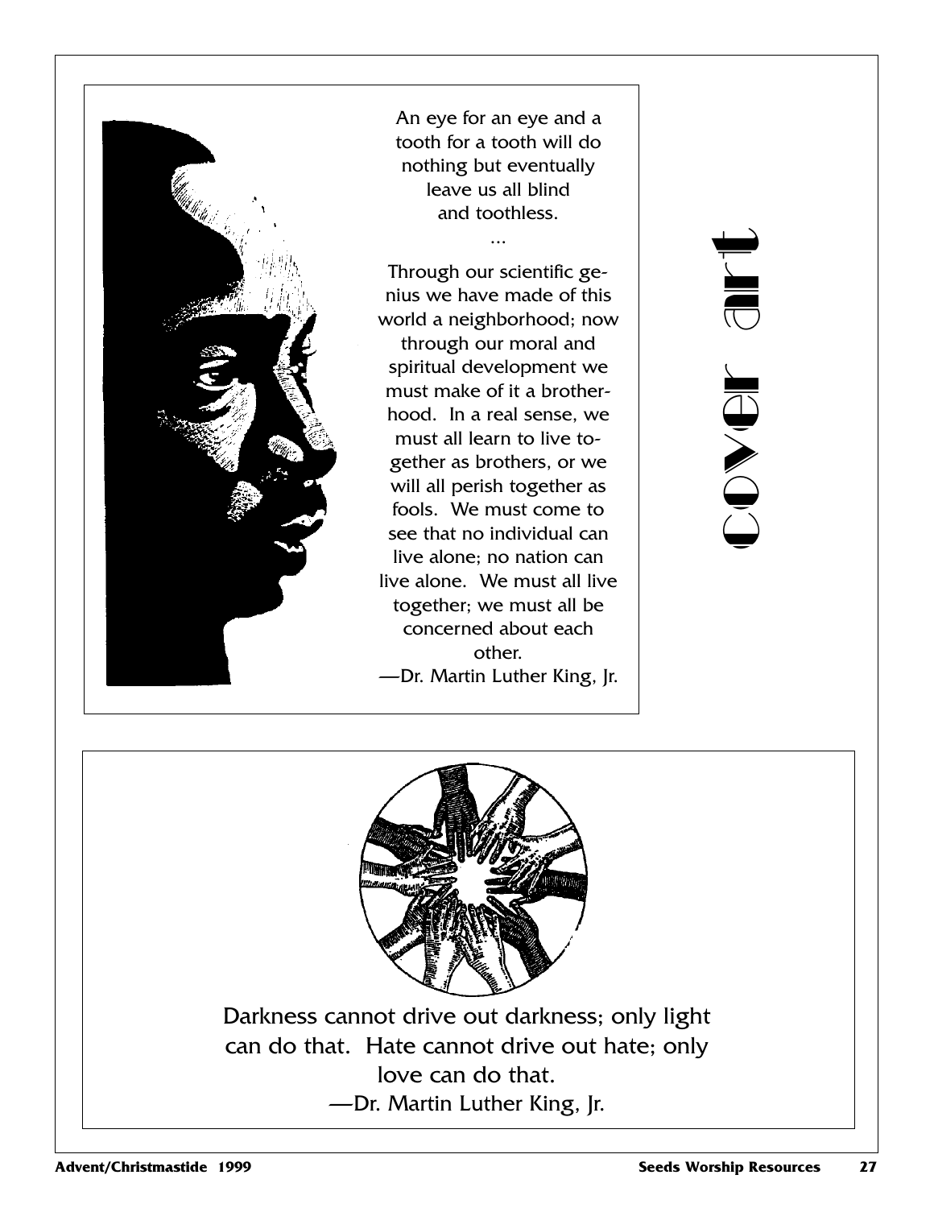# cover art

An eye for an eye and a tooth for a tooth will do nothing but eventually leave us all blind and toothless.

...

Through our scientific genius we have made of this world a neighborhood; now through our moral and spiritual development we must make of it a brotherhood. In a real sense, we must all learn to live together as brothers, or we will all perish together as fools. We must come to see that no individual can live alone; no nation can live alone. We must all live together; we must all be concerned about each other.

—Dr. Martin Luther King, Jr.

Darkness cannot drive out darkness; only light can do that. Hate cannot drive out hate; only love can do that.

—Dr. Martin Luther King, Jr.